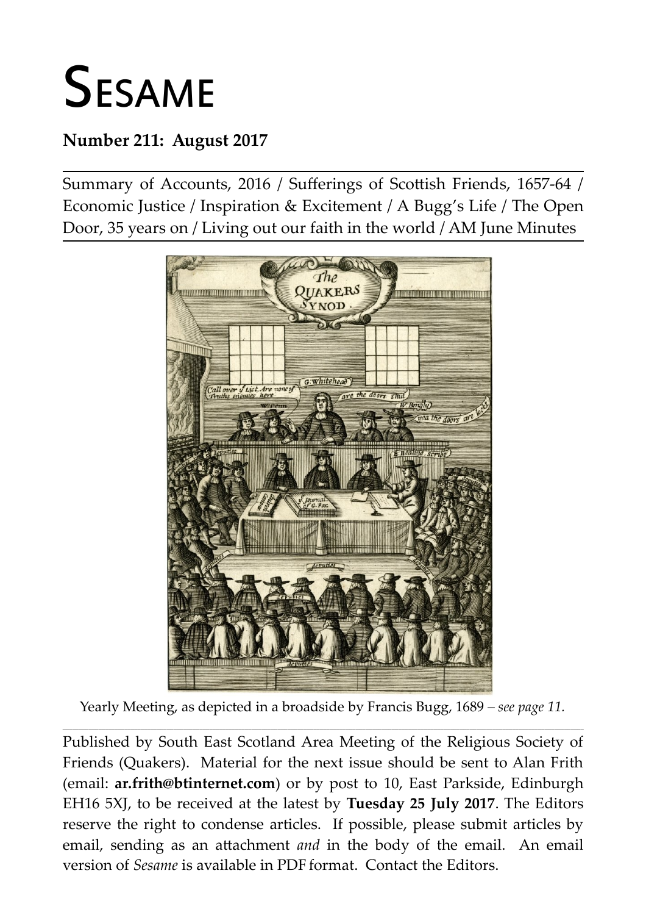# Sesame

**Number 211: August 2017**

Summary of Accounts, 2016 / Sufferings of Scottish Friends, 1657-64 / Economic Justice / Inspiration & Excitement / A Bugg's Life / The Open Door, 35 years on / Living out our faith in the world / AM June Minutes

Yearly Meeting, as depicted in a broadside by Francis Bugg, 1689 – *see page 11.*

Published by South East Scotland Area Meeting of the Religious Society of Friends (Quakers). Material for the next issue should be sent to Alan Frith (email: **ar.frith@btinternet.com**) or by post to 10, East Parkside, Edinburgh EH16 5XJ, to be received at the latest by **Tuesday 25 July 2017**. The Editors reserve the right to condense articles. If possible, please submit articles by email, sending as an attachment *and* in the body of the email. An email version of *Sesame* is available in PDF format. Contact the Editors.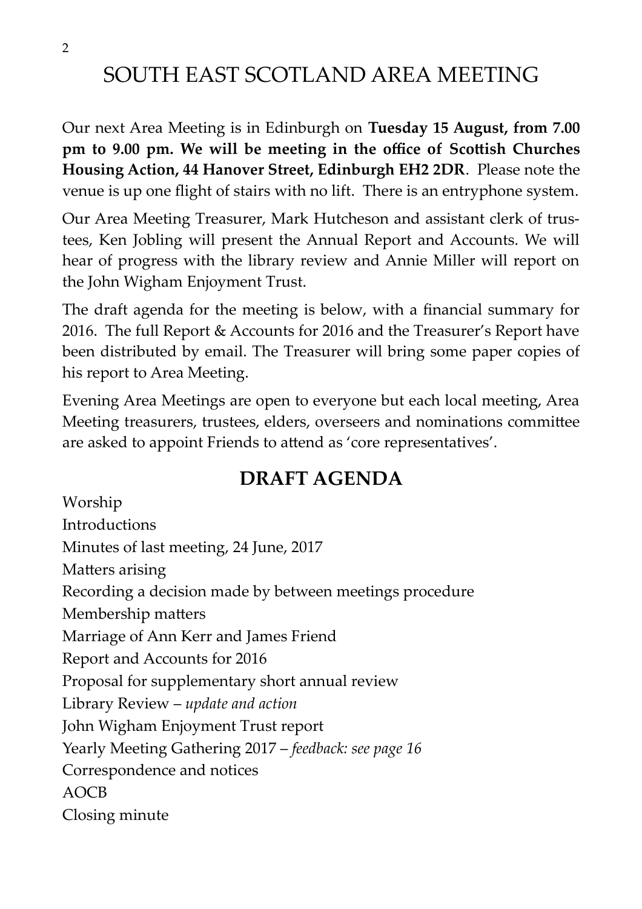# SOUTH EAST SCOTLAND AREA MEETING

Our next Area Meeting is in Edinburgh on **Tuesday 15 August, from 7.00 pm to 9.00 pm. We will be meeting in the office of Scottish Churches Housing Action, 44 Hanover Street, Edinburgh EH2 2DR**. Please note the venue is up one flight of stairs with no lift. There is an entryphone system.

Our Area Meeting Treasurer, Mark Hutcheson and assistant clerk of trustees, Ken Jobling will present the Annual Report and Accounts. We will hear of progress with the library review and Annie Miller will report on the John Wigham Enjoyment Trust.

The draft agenda for the meeting is below, with a financial summary for 2016. The full Report & Accounts for 2016 and the Treasurer's Report have been distributed by email. The Treasurer will bring some paper copies of his report to Area Meeting.

Evening Area Meetings are open to everyone but each local meeting, Area Meeting treasurers, trustees, elders, overseers and nominations committee are asked to appoint Friends to attend as 'core representatives'.

## DRAFT AGENDA

Worship
Introductions
Minutes of last meeting, 24 June, 2017
Matters arising
Recording a decision made by between meetings procedure
Membership matters
Marriage of Ann Kerr and James Friend
Report and Accounts for 2016
Proposal for supplementary short annual review
Library Review – *update and action*
John Wigham Enjoyment Trust report
Yearly Meeting Gathering 2017 – *feedback: see page 16*
Correspondence and notices
AOCB
Closing minute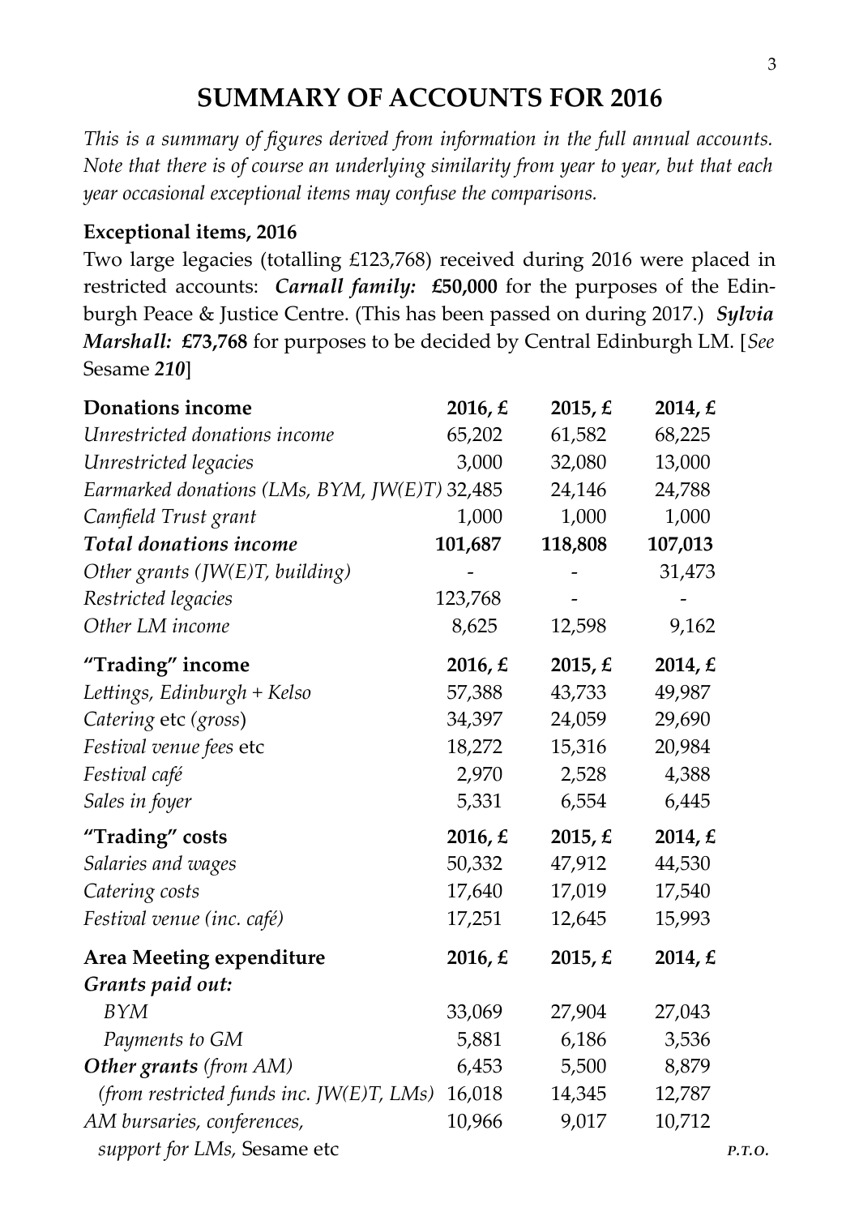# SUMMARY OF ACCOUNTS FOR 2016

*This is a summary of figures derived from information in the full annual accounts. Note that there is of course an underlying similarity from year to year, but that each year occasional exceptional items may confuse the comparisons.*

**Exceptional items, 2016**

Two large legacies (totalling £123,768) received during 2016 were placed in restricted accounts: ***Carnall family:*** **£50,000** for the purposes of the Edinburgh Peace & Justice Centre. (This has been passed on during 2017.) ***Sylvia Marshall:*** **£73,768** for purposes to be decided by Central Edinburgh LM. [*See* Sesame ***210***]

| **Donations income** | **2016, £** | **2015, £** | **2014, £** |
|---|---|---|---|
| *Unrestricted donations income* | 65,202 | 61,582 | 68,225 |
| *Unrestricted legacies* | 3,000 | 32,080 | 13,000 |
| *Earmarked donations (LMs, BYM, JW(E)T)* | 32,485 | 24,146 | 24,788 |
| *Camfield Trust grant* | 1,000 | 1,000 | 1,000 |
| ***Total donations income*** | **101,687** | **118,808** | **107,013** |
| *Other grants (JW(E)T, building)* | - | - | 31,473 |
| *Restricted legacies* | 123,768 | - | - |
| *Other LM income* | 8,625 | 12,598 | 9,162 |
| **"Trading" income** | **2016, £** | **2015, £** | **2014, £** |
| *Lettings, Edinburgh + Kelso* | 57,388 | 43,733 | 49,987 |
| *Catering* etc *(gross)* | 34,397 | 24,059 | 29,690 |
| *Festival venue fees* etc | 18,272 | 15,316 | 20,984 |
| *Festival café* | 2,970 | 2,528 | 4,388 |
| *Sales in foyer* | 5,331 | 6,554 | 6,445 |
| **"Trading" costs** | **2016, £** | **2015, £** | **2014, £** |
| *Salaries and wages* | 50,332 | 47,912 | 44,530 |
| *Catering costs* | 17,640 | 17,019 | 17,540 |
| *Festival venue (inc. café)* | 17,251 | 12,645 | 15,993 |
| **Area Meeting expenditure** | **2016, £** | **2015, £** | **2014, £** |
| ***Grants paid out:*** | | | |
| *BYM* | 33,069 | 27,904 | 27,043 |
| *Payments to GM* | 5,881 | 6,186 | 3,536 |
| ***Other grants*** *(from AM)* | 6,453 | 5,500 | 8,879 |
| *(from restricted funds inc. JW(E)T, LMs)* | 16,018 | 14,345 | 12,787 |
| *AM bursaries, conferences, support for LMs,* Sesame etc | 10,966 | 9,017 | 10,712 |

*P.T.O.*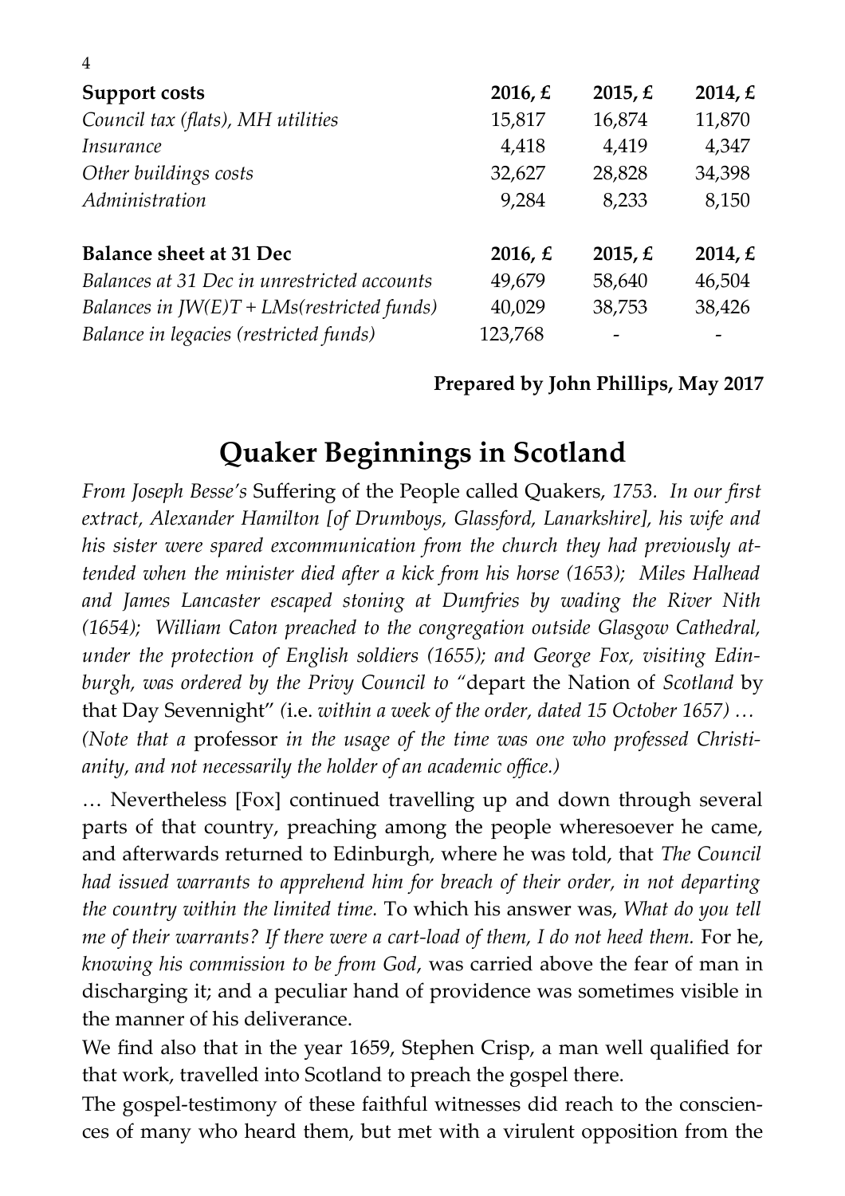| **Support costs** | **2016, £** | **2015, £** | **2014, £** |
|---|---|---|---|
| *Council tax (flats), MH utilities* | 15,817 | 16,874 | 11,870 |
| *Insurance* | 4,418 | 4,419 | 4,347 |
| *Other buildings costs* | 32,627 | 28,828 | 34,398 |
| *Administration* | 9,284 | 8,233 | 8,150 |

| **Balance sheet at 31 Dec** | **2016, £** | **2015, £** | **2014, £** |
|---|---|---|---|
| *Balances at 31 Dec in unrestricted accounts* | 49,679 | 58,640 | 46,504 |
| *Balances in JW(E)T + LMs(restricted funds)* | 40,029 | 38,753 | 38,426 |
| *Balance in legacies (restricted funds)* | 123,768 | - | - |

**Prepared by John Phillips, May 2017**

# Quaker Beginnings in Scotland

*From Joseph Besse's* Suffering of the People called Quakers*, 1753. In our first extract, Alexander Hamilton [of Drumboys, Glassford, Lanarkshire], his wife and his sister were spared excommunication from the church they had previously attended when the minister died after a kick from his horse (1653); Miles Halhead and James Lancaster escaped stoning at Dumfries by wading the River Nith (1654); William Caton preached to the congregation outside Glasgow Cathedral, under the protection of English soldiers (1655); and George Fox, visiting Edinburgh, was ordered by the Privy Council to "*depart the Nation of *Scotland* by that Day Sevennight" *(*i.e. *within a week of the order, dated 15 October 1657) … (Note that a* professor *in the usage of the time was one who professed Christianity, and not necessarily the holder of an academic office.)*

… Nevertheless [Fox] continued travelling up and down through several parts of that country, preaching among the people wheresoever he came, and afterwards returned to Edinburgh, where he was told, that *The Council had issued warrants to apprehend him for breach of their order, in not departing the country within the limited time.* To which his answer was, *What do you tell me of their warrants? If there were a cart-load of them, I do not heed them.* For he, *knowing his commission to be from God*, was carried above the fear of man in discharging it; and a peculiar hand of providence was sometimes visible in the manner of his deliverance.

We find also that in the year 1659, Stephen Crisp, a man well qualified for that work, travelled into Scotland to preach the gospel there.

The gospel-testimony of these faithful witnesses did reach to the consciences of many who heard them, but met with a virulent opposition from the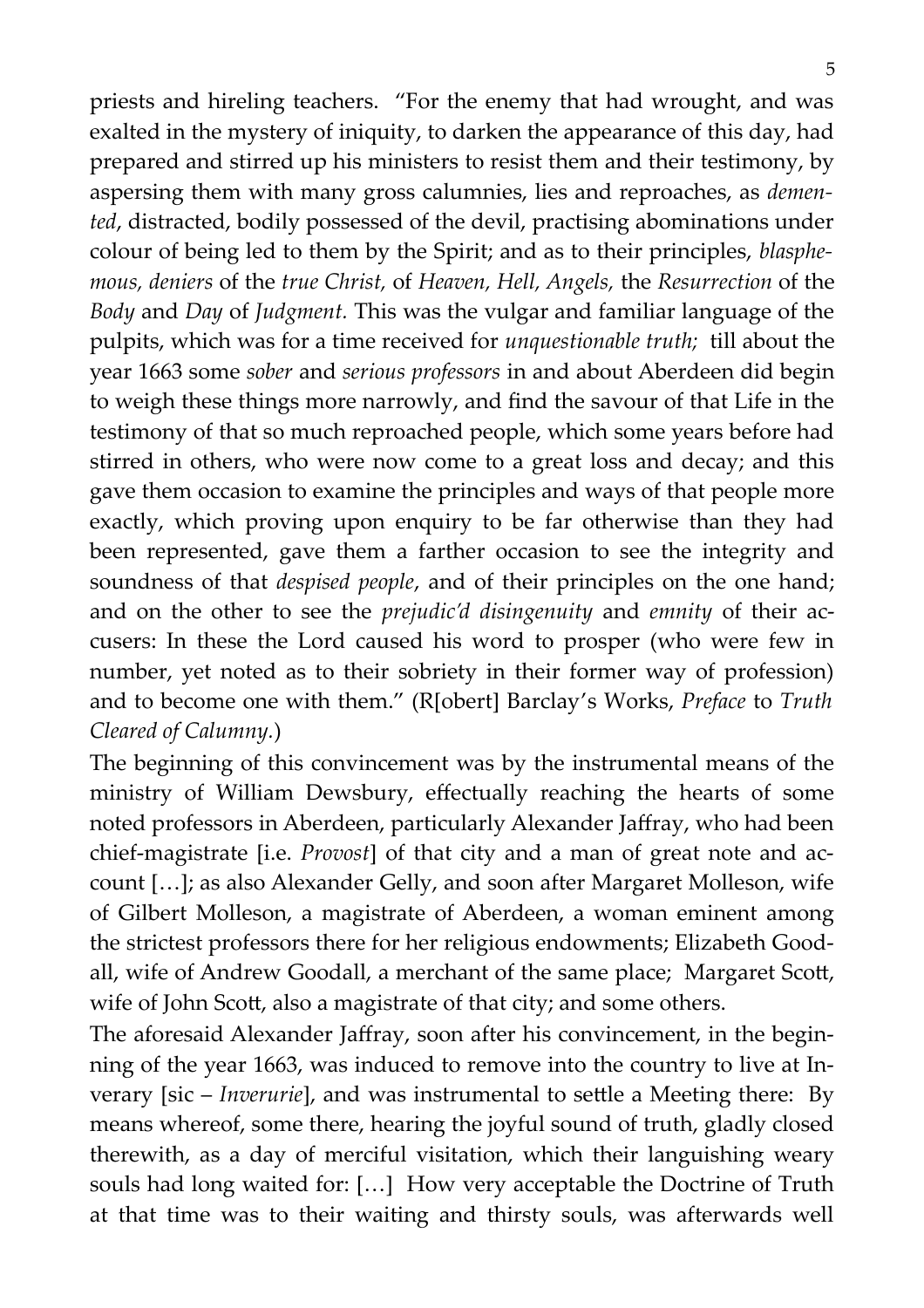priests and hireling teachers. "For the enemy that had wrought, and was exalted in the mystery of iniquity, to darken the appearance of this day, had prepared and stirred up his ministers to resist them and their testimony, by aspersing them with many gross calumnies, lies and reproaches, as *demented*, distracted, bodily possessed of the devil, practising abominations under colour of being led to them by the Spirit; and as to their principles, *blasphemous, deniers* of the *true Christ,* of *Heaven, Hell, Angels,* the *Resurrection* of the *Body* and *Day* of *Judgment.* This was the vulgar and familiar language of the pulpits, which was for a time received for *unquestionable truth;* till about the year 1663 some *sober* and *serious professors* in and about Aberdeen did begin to weigh these things more narrowly, and find the savour of that Life in the testimony of that so much reproached people, which some years before had stirred in others, who were now come to a great loss and decay; and this gave them occasion to examine the principles and ways of that people more exactly, which proving upon enquiry to be far otherwise than they had been represented, gave them a farther occasion to see the integrity and soundness of that *despised people*, and of their principles on the one hand; and on the other to see the *prejudic'd disingenuity* and *emnity* of their accusers: In these the Lord caused his word to prosper (who were few in number, yet noted as to their sobriety in their former way of profession) and to become one with them." (R[obert] Barclay's Works, *Preface* to *Truth Cleared of Calumny.*)

The beginning of this convincement was by the instrumental means of the ministry of William Dewsbury, effectually reaching the hearts of some noted professors in Aberdeen, particularly Alexander Jaffray, who had been chief-magistrate [i.e. *Provost*] of that city and a man of great note and account […]; as also Alexander Gelly, and soon after Margaret Molleson, wife of Gilbert Molleson, a magistrate of Aberdeen, a woman eminent among the strictest professors there for her religious endowments; Elizabeth Goodall, wife of Andrew Goodall, a merchant of the same place; Margaret Scott, wife of John Scott, also a magistrate of that city; and some others.

The aforesaid Alexander Jaffray, soon after his convincement, in the beginning of the year 1663, was induced to remove into the country to live at Inverary [sic – *Inverurie*], and was instrumental to settle a Meeting there: By means whereof, some there, hearing the joyful sound of truth, gladly closed therewith, as a day of merciful visitation, which their languishing weary souls had long waited for: […] How very acceptable the Doctrine of Truth at that time was to their waiting and thirsty souls, was afterwards well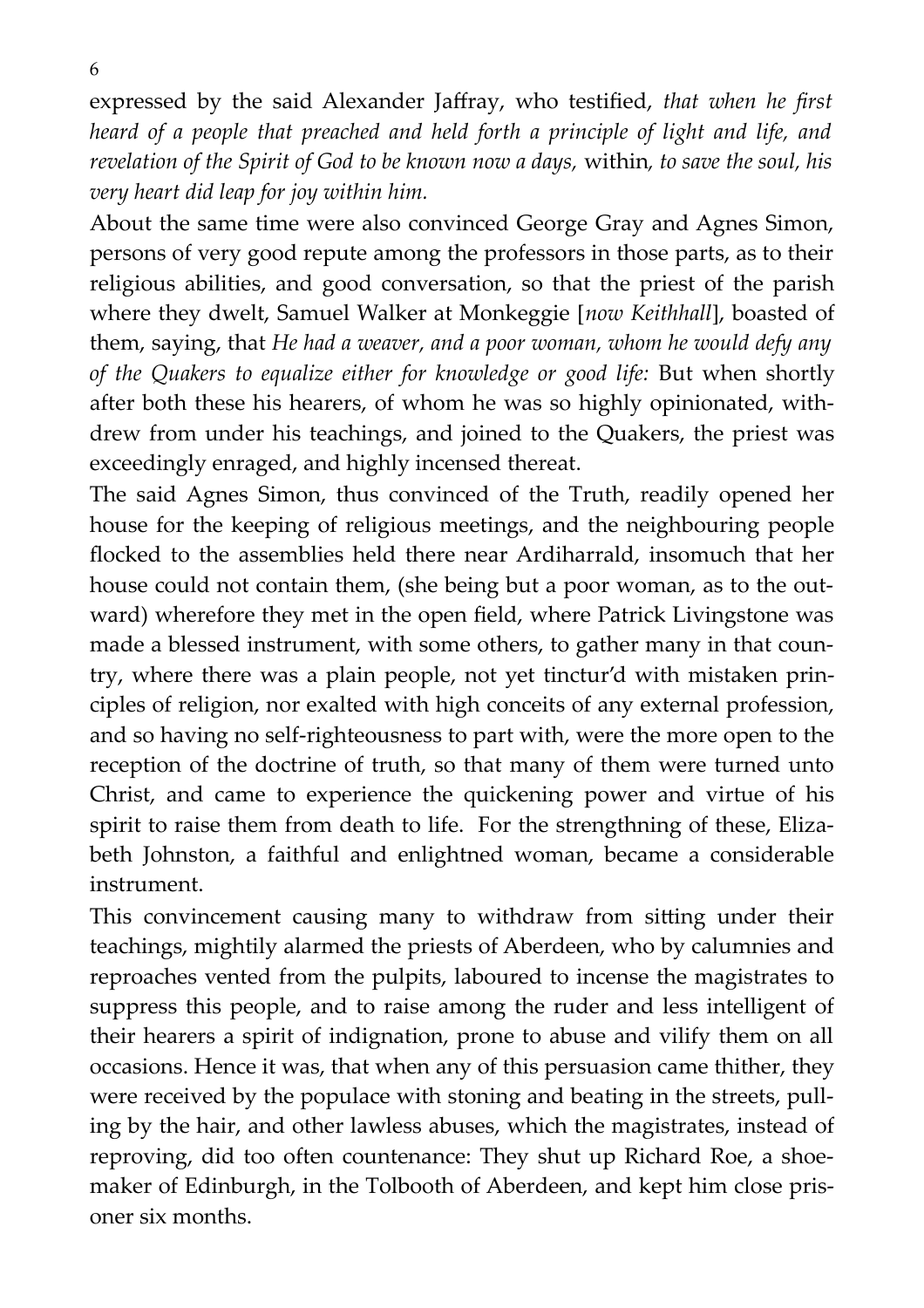expressed by the said Alexander Jaffray, who testified, *that when he first heard of a people that preached and held forth a principle of light and life, and revelation of the Spirit of God to be known now a days,* within*, to save the soul, his very heart did leap for joy within him.*

About the same time were also convinced George Gray and Agnes Simon, persons of very good repute among the professors in those parts, as to their religious abilities, and good conversation, so that the priest of the parish where they dwelt, Samuel Walker at Monkeggie [*now Keithhall*], boasted of them, saying, that *He had a weaver, and a poor woman, whom he would defy any of the Quakers to equalize either for knowledge or good life:* But when shortly after both these his hearers, of whom he was so highly opinionated, withdrew from under his teachings, and joined to the Quakers, the priest was exceedingly enraged, and highly incensed thereat.

The said Agnes Simon, thus convinced of the Truth, readily opened her house for the keeping of religious meetings, and the neighbouring people flocked to the assemblies held there near Ardiharrald, insomuch that her house could not contain them, (she being but a poor woman, as to the outward) wherefore they met in the open field, where Patrick Livingstone was made a blessed instrument, with some others, to gather many in that country, where there was a plain people, not yet tinctur'd with mistaken principles of religion, nor exalted with high conceits of any external profession, and so having no self-righteousness to part with, were the more open to the reception of the doctrine of truth, so that many of them were turned unto Christ, and came to experience the quickening power and virtue of his spirit to raise them from death to life. For the strengthning of these, Elizabeth Johnston, a faithful and enlightned woman, became a considerable instrument.

This convincement causing many to withdraw from sitting under their teachings, mightily alarmed the priests of Aberdeen, who by calumnies and reproaches vented from the pulpits, laboured to incense the magistrates to suppress this people, and to raise among the ruder and less intelligent of their hearers a spirit of indignation, prone to abuse and vilify them on all occasions. Hence it was, that when any of this persuasion came thither, they were received by the populace with stoning and beating in the streets, pulling by the hair, and other lawless abuses, which the magistrates, instead of reproving, did too often countenance: They shut up Richard Roe, a shoemaker of Edinburgh, in the Tolbooth of Aberdeen, and kept him close prisoner six months.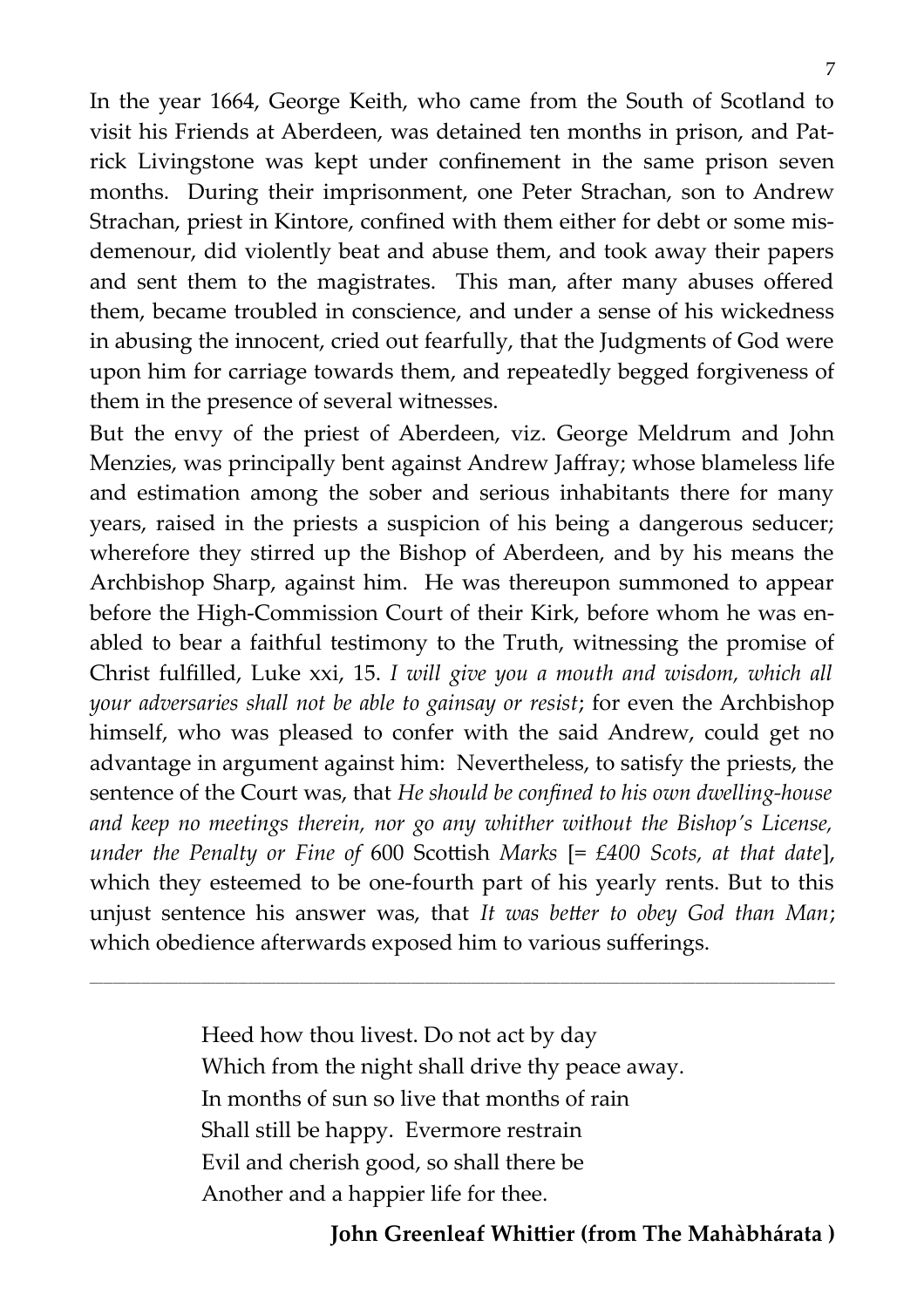In the year 1664, George Keith, who came from the South of Scotland to visit his Friends at Aberdeen, was detained ten months in prison, and Patrick Livingstone was kept under confinement in the same prison seven months. During their imprisonment, one Peter Strachan, son to Andrew Strachan, priest in Kintore, confined with them either for debt or some misdemenour, did violently beat and abuse them, and took away their papers and sent them to the magistrates. This man, after many abuses offered them, became troubled in conscience, and under a sense of his wickedness in abusing the innocent, cried out fearfully, that the Judgments of God were upon him for carriage towards them, and repeatedly begged forgiveness of them in the presence of several witnesses.

But the envy of the priest of Aberdeen, viz. George Meldrum and John Menzies, was principally bent against Andrew Jaffray; whose blameless life and estimation among the sober and serious inhabitants there for many years, raised in the priests a suspicion of his being a dangerous seducer; wherefore they stirred up the Bishop of Aberdeen, and by his means the Archbishop Sharp, against him. He was thereupon summoned to appear before the High-Commission Court of their Kirk, before whom he was enabled to bear a faithful testimony to the Truth, witnessing the promise of Christ fulfilled, Luke xxi, 15. *I will give you a mouth and wisdom, which all your adversaries shall not be able to gainsay or resist*; for even the Archbishop himself, who was pleased to confer with the said Andrew, could get no advantage in argument against him: Nevertheless, to satisfy the priests, the sentence of the Court was, that *He should be confined to his own dwelling-house and keep no meetings therein, nor go any whither without the Bishop's License, under the Penalty or Fine of* 600 Scottish *Marks* [= *£400 Scots, at that date*], which they esteemed to be one-fourth part of his yearly rents. But to this unjust sentence his answer was, that *It was better to obey God than Man*; which obedience afterwards exposed him to various sufferings.

---

Heed how thou livest. Do not act by day  
Which from the night shall drive thy peace away.  
In months of sun so live that months of rain  
Shall still be happy. Evermore restrain  
Evil and cherish good, so shall there be  
Another and a happier life for thee.

**John Greenleaf Whittier (from The Mahàbhárata )**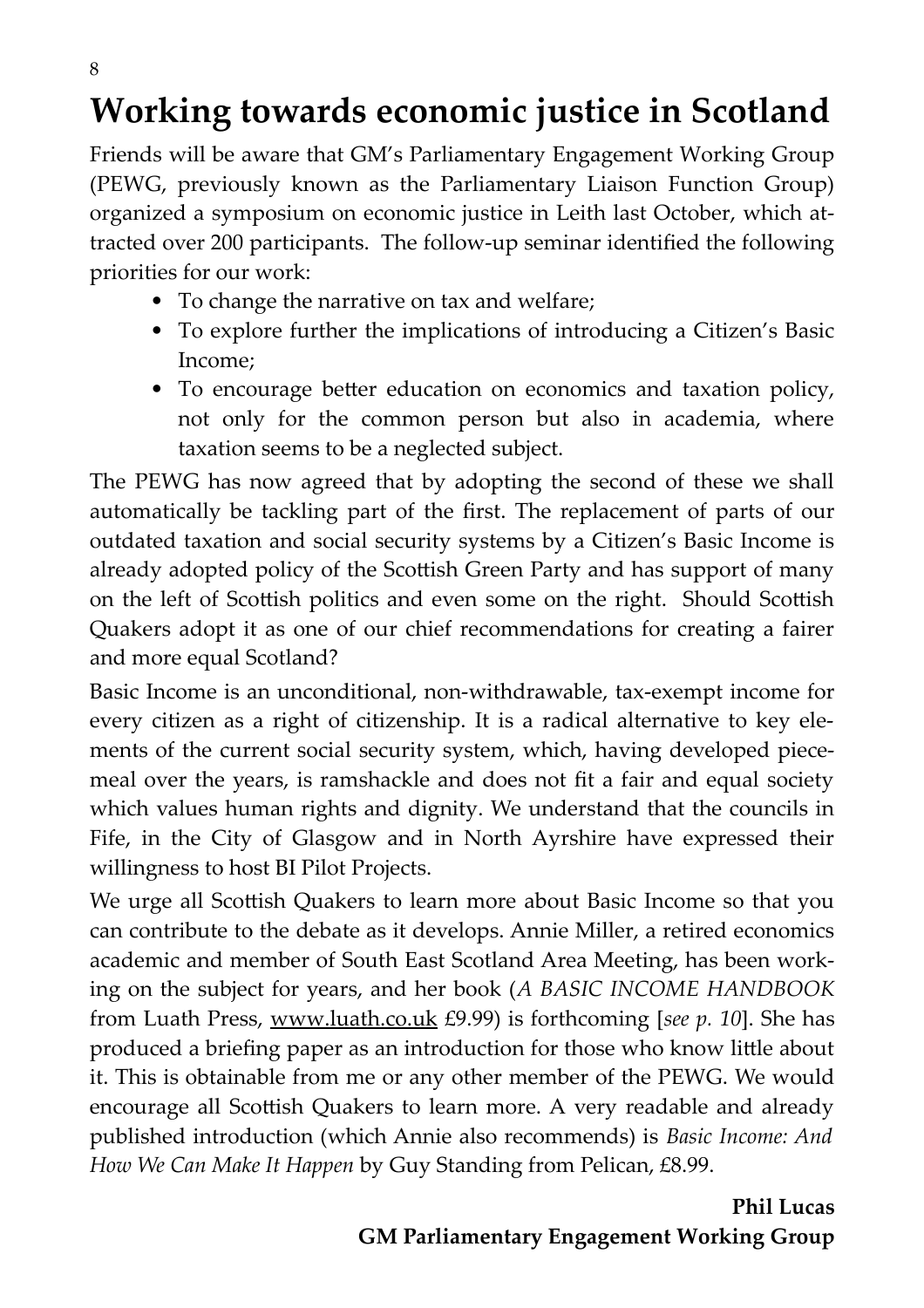# Working towards economic justice in Scotland

Friends will be aware that GM's Parliamentary Engagement Working Group (PEWG, previously known as the Parliamentary Liaison Function Group) organized a symposium on economic justice in Leith last October, which attracted over 200 participants. The follow-up seminar identified the following priorities for our work:

- To change the narrative on tax and welfare;
- To explore further the implications of introducing a Citizen's Basic Income;
- To encourage better education on economics and taxation policy, not only for the common person but also in academia, where taxation seems to be a neglected subject.

The PEWG has now agreed that by adopting the second of these we shall automatically be tackling part of the first. The replacement of parts of our outdated taxation and social security systems by a Citizen's Basic Income is already adopted policy of the Scottish Green Party and has support of many on the left of Scottish politics and even some on the right. Should Scottish Quakers adopt it as one of our chief recommendations for creating a fairer and more equal Scotland?

Basic Income is an unconditional, non-withdrawable, tax-exempt income for every citizen as a right of citizenship. It is a radical alternative to key elements of the current social security system, which, having developed piecemeal over the years, is ramshackle and does not fit a fair and equal society which values human rights and dignity. We understand that the councils in Fife, in the City of Glasgow and in North Ayrshire have expressed their willingness to host BI Pilot Projects.

We urge all Scottish Quakers to learn more about Basic Income so that you can contribute to the debate as it develops. Annie Miller, a retired economics academic and member of South East Scotland Area Meeting, has been working on the subject for years, and her book (*A BASIC INCOME HANDBOOK* from Luath Press, www.luath.co.uk £9.99) is forthcoming [*see p. 10*]. She has produced a briefing paper as an introduction for those who know little about it. This is obtainable from me or any other member of the PEWG. We would encourage all Scottish Quakers to learn more. A very readable and already published introduction (which Annie also recommends) is *Basic Income: And How We Can Make It Happen* by Guy Standing from Pelican, £8.99.

**Phil Lucas**
**GM Parliamentary Engagement Working Group**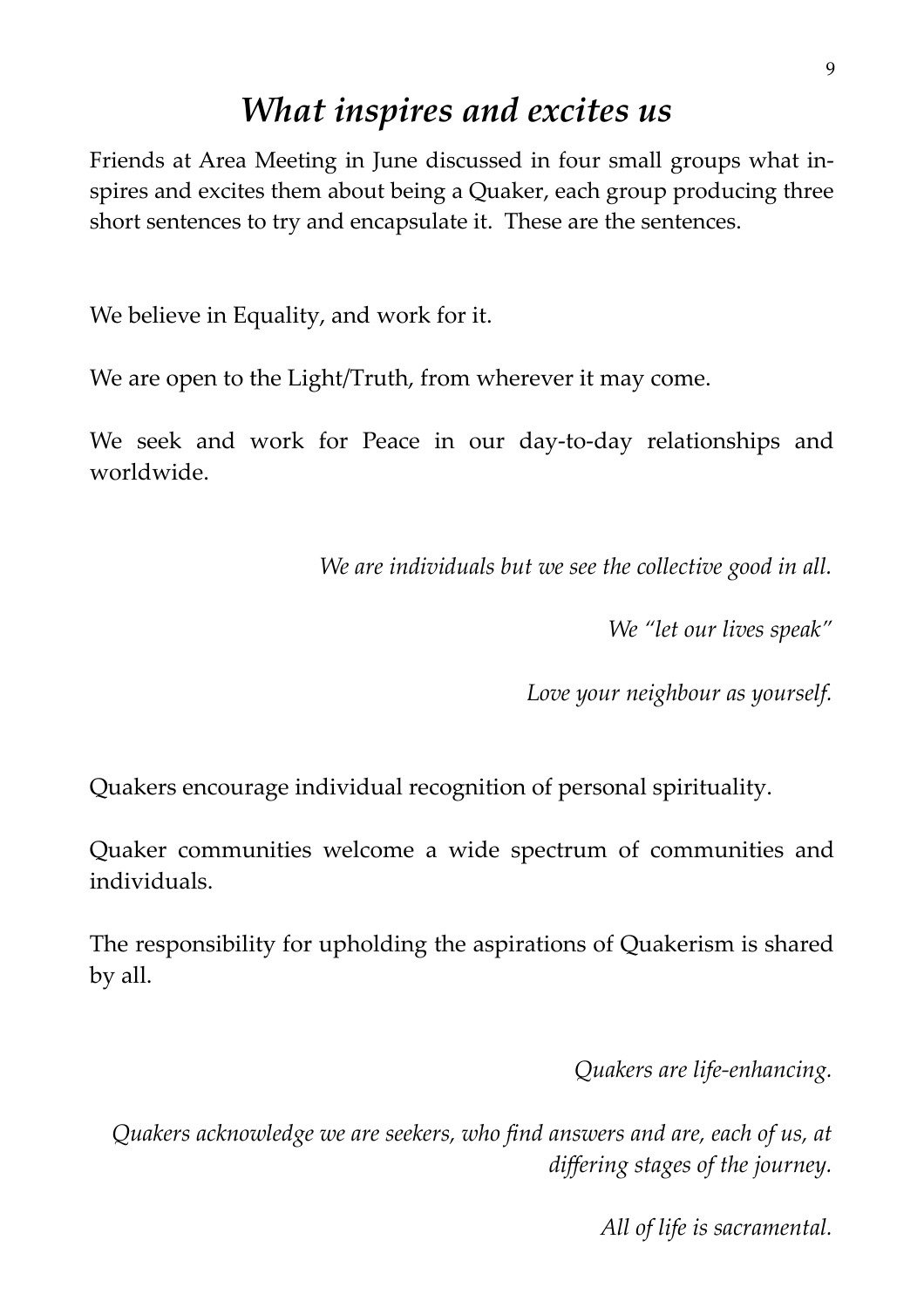# *What inspires and excites us*

Friends at Area Meeting in June discussed in four small groups what inspires and excites them about being a Quaker, each group producing three short sentences to try and encapsulate it. These are the sentences.

We believe in Equality, and work for it.

We are open to the Light/Truth, from wherever it may come.

We seek and work for Peace in our day-to-day relationships and worldwide.

*We are individuals but we see the collective good in all.*

*We "let our lives speak"*

*Love your neighbour as yourself.*

Quakers encourage individual recognition of personal spirituality.

Quaker communities welcome a wide spectrum of communities and individuals.

The responsibility for upholding the aspirations of Quakerism is shared by all.

*Quakers are life-enhancing.*

*Quakers acknowledge we are seekers, who find answers and are, each of us, at differing stages of the journey.*

*All of life is sacramental.*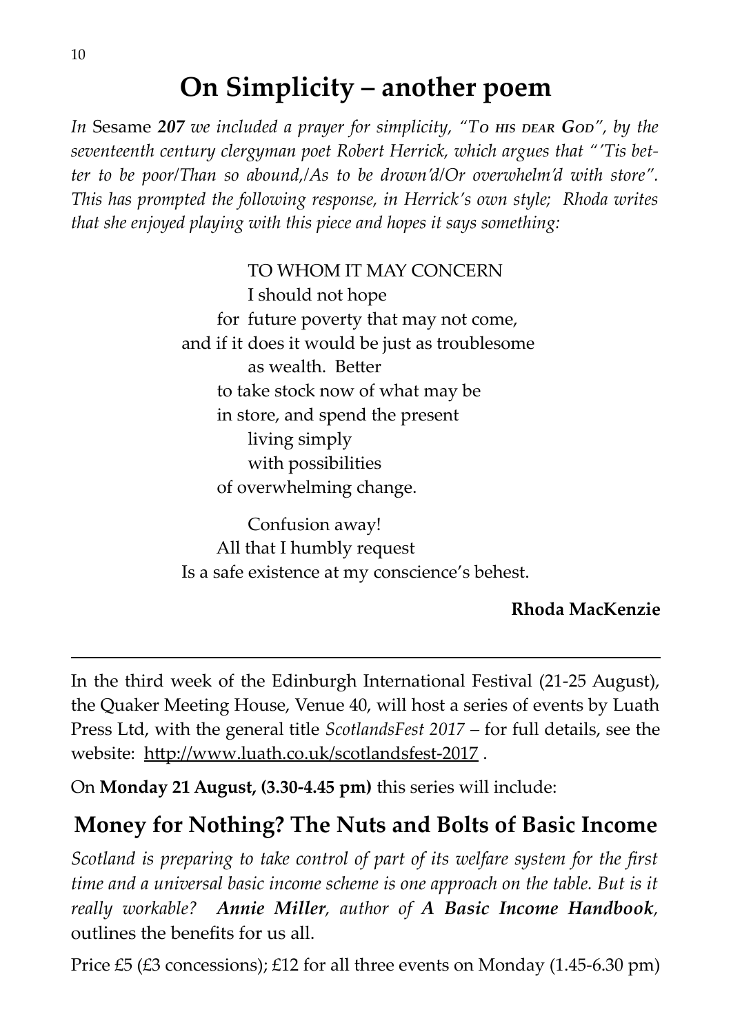# On Simplicity – another poem

*In* Sesame ***207*** *we included a prayer for simplicity, "To his dear God", by the seventeenth century clergyman poet Robert Herrick, which argues that "'Tis better to be poor/Than so abound,/As to be drown'd/Or overwhelm'd with store". This has prompted the following response, in Herrick's own style; Rhoda writes that she enjoyed playing with this piece and hopes it says something:*

TO WHOM IT MAY CONCERN  
I should not hope  
for future poverty that may not come,  
and if it does it would be just as troublesome  
as wealth. Better  
to take stock now of what may be  
in store, and spend the present  
living simply  
with possibilities  
of overwhelming change.

Confusion away!  
All that I humbly request  
Is a safe existence at my conscience's behest.

**Rhoda MacKenzie**

---

In the third week of the Edinburgh International Festival (21-25 August), the Quaker Meeting House, Venue 40, will host a series of events by Luath Press Ltd, with the general title *ScotlandsFest 2017* – for full details, see the website: http://www.luath.co.uk/scotlandsfest-2017 .

On **Monday 21 August, (3.30-4.45 pm)** this series will include:

## Money for Nothing? The Nuts and Bolts of Basic Income

*Scotland is preparing to take control of part of its welfare system for the first time and a universal basic income scheme is one approach on the table. But is it really workable?* ***Annie Miller****, author of* ***A Basic Income Handbook****,* outlines the benefits for us all.

Price £5 (£3 concessions); £12 for all three events on Monday (1.45-6.30 pm)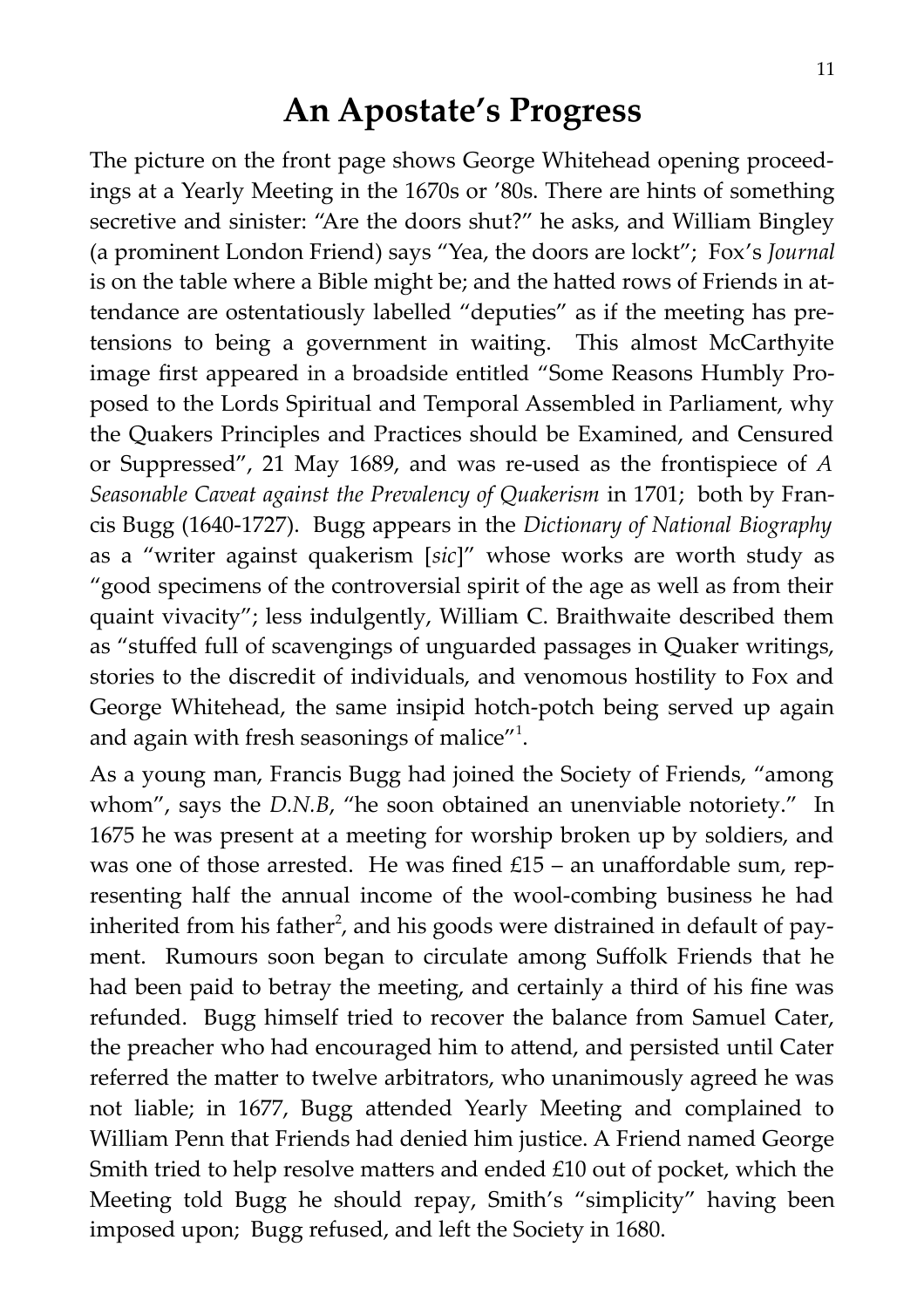# An Apostate's Progress

The picture on the front page shows George Whitehead opening proceedings at a Yearly Meeting in the 1670s or '80s. There are hints of something secretive and sinister: "Are the doors shut?" he asks, and William Bingley (a prominent London Friend) says "Yea, the doors are lockt"; Fox's *Journal* is on the table where a Bible might be; and the hatted rows of Friends in attendance are ostentatiously labelled "deputies" as if the meeting has pretensions to being a government in waiting. This almost McCarthyite image first appeared in a broadside entitled "Some Reasons Humbly Proposed to the Lords Spiritual and Temporal Assembled in Parliament, why the Quakers Principles and Practices should be Examined, and Censured or Suppressed", 21 May 1689, and was re-used as the frontispiece of *A Seasonable Caveat against the Prevalency of Quakerism* in 1701; both by Francis Bugg (1640-1727). Bugg appears in the *Dictionary of National Biography* as a "writer against quakerism [*sic*]" whose works are worth study as "good specimens of the controversial spirit of the age as well as from their quaint vivacity"; less indulgently, William C. Braithwaite described them as "stuffed full of scavengings of unguarded passages in Quaker writings, stories to the discredit of individuals, and venomous hostility to Fox and George Whitehead, the same insipid hotch-potch being served up again and again with fresh seasonings of malice"[1].

As a young man, Francis Bugg had joined the Society of Friends, "among whom", says the *D.N.B*, "he soon obtained an unenviable notoriety." In 1675 he was present at a meeting for worship broken up by soldiers, and was one of those arrested. He was fined £15 – an unaffordable sum, representing half the annual income of the wool-combing business he had inherited from his father[2], and his goods were distrained in default of payment. Rumours soon began to circulate among Suffolk Friends that he had been paid to betray the meeting, and certainly a third of his fine was refunded. Bugg himself tried to recover the balance from Samuel Cater, the preacher who had encouraged him to attend, and persisted until Cater referred the matter to twelve arbitrators, who unanimously agreed he was not liable; in 1677, Bugg attended Yearly Meeting and complained to William Penn that Friends had denied him justice. A Friend named George Smith tried to help resolve matters and ended £10 out of pocket, which the Meeting told Bugg he should repay, Smith's "simplicity" having been imposed upon; Bugg refused, and left the Society in 1680.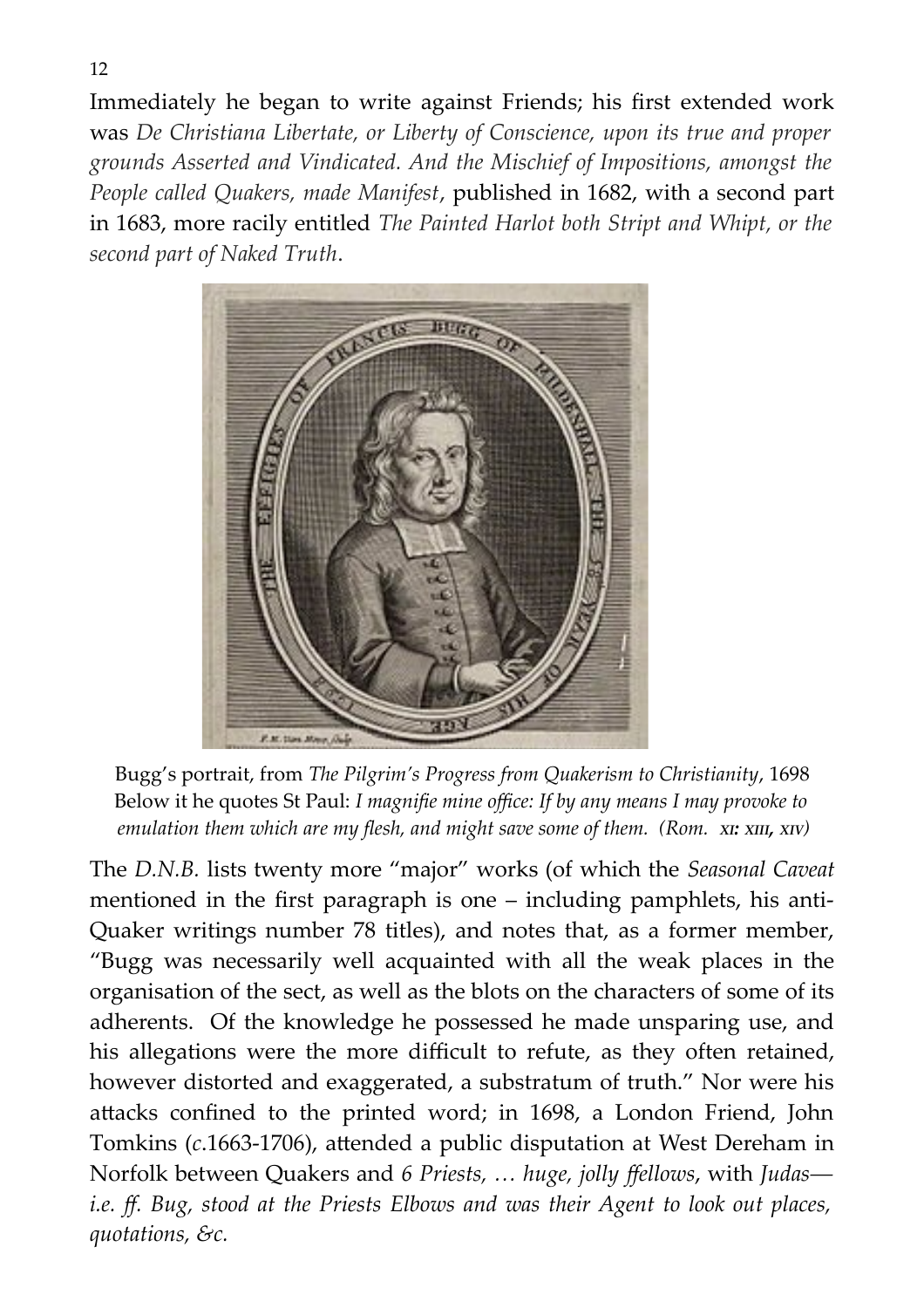Immediately he began to write against Friends; his first extended work was *De Christiana Libertate, or Liberty of Conscience, upon its true and proper grounds Asserted and Vindicated. And the Mischief of Impositions, amongst the People called Quakers, made Manifest*, published in 1682, with a second part in 1683, more racily entitled *The Painted Harlot both Stript and Whipt, or the second part of Naked Truth*.

Bugg's portrait, from *The Pilgrim's Progress from Quakerism to Christianity*, 1698
Below it he quotes St Paul: *I magnifie mine office: If by any means I may provoke to emulation them which are my flesh, and might save some of them. (Rom. XI: XIII, XIV)*

The *D.N.B.* lists twenty more "major" works (of which the *Seasonal Caveat* mentioned in the first paragraph is one – including pamphlets, his anti-Quaker writings number 78 titles), and notes that, as a former member, "Bugg was necessarily well acquainted with all the weak places in the organisation of the sect, as well as the blots on the characters of some of its adherents. Of the knowledge he possessed he made unsparing use, and his allegations were the more difficult to refute, as they often retained, however distorted and exaggerated, a substratum of truth." Nor were his attacks confined to the printed word; in 1698, a London Friend, John Tomkins (*c*.1663-1706), attended a public disputation at West Dereham in Norfolk between Quakers and *6 Priests, … huge, jolly ffellows*, with *Judas—i.e. ff. Bug, stood at the Priests Elbows and was their Agent to look out places, quotations, &c.*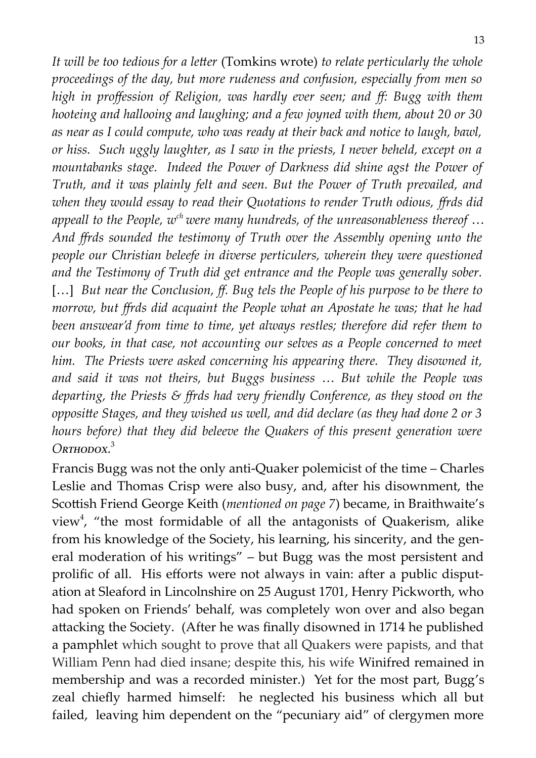*It will be too tedious for a letter* (Tomkins wrote) *to relate perticularly the whole proceedings of the day, but more rudeness and confusion, especially from men so high in proffession of Religion, was hardly ever seen; and ff: Bugg with them hooteing and hallooing and laughing; and a few joyned with them, about 20 or 30 as near as I could compute, who was ready at their back and notice to laugh, bawl, or hiss. Such uggly laughter, as I saw in the priests, I never beheld, except on a mountabanks stage. Indeed the Power of Darkness did shine agst the Power of Truth, and it was plainly felt and seen. But the Power of Truth prevailed, and when they would essay to read their Quotations to render Truth odious, ffrds did appeall to the People, w*ch *were many hundreds, of the unreasonableness thereof … And ffrds sounded the testimony of Truth over the Assembly opening unto the people our Christian beleefe in diverse perticulers, wherein they were questioned and the Testimony of Truth did get entrance and the People was generally sober.* […] *But near the Conclusion, ff. Bug tels the People of his purpose to be there to morrow, but ffrds did acquaint the People what an Apostate he was; that he had been answear'd from time to time, yet always restles; therefore did refer them to our books, in that case, not accounting our selves as a People concerned to meet him. The Priests were asked concerning his appearing there. They disowned it, and said it was not theirs, but Buggs business … But while the People was departing, the Priests & ffrds had very friendly Conference, as they stood on the oppositte Stages, and they wished us well, and did declare (as they had done 2 or 3 hours before) that they did beleeve the Quakers of this present generation were* ORTHODOX.[3]

Francis Bugg was not the only anti-Quaker polemicist of the time – Charles Leslie and Thomas Crisp were also busy, and, after his disownment, the Scottish Friend George Keith (*mentioned on page 7*) became, in Braithwaite's view[4], "the most formidable of all the antagonists of Quakerism, alike from his knowledge of the Society, his learning, his sincerity, and the general moderation of his writings" – but Bugg was the most persistent and prolific of all. His efforts were not always in vain: after a public disputation at Sleaford in Lincolnshire on 25 August 1701, Henry Pickworth, who had spoken on Friends' behalf, was completely won over and also began attacking the Society. (After he was finally disowned in 1714 he published a pamphlet which sought to prove that all Quakers were papists, and that William Penn had died insane; despite this, his wife Winifred remained in membership and was a recorded minister.) Yet for the most part, Bugg's zeal chiefly harmed himself: he neglected his business which all but failed, leaving him dependent on the "pecuniary aid" of clergymen more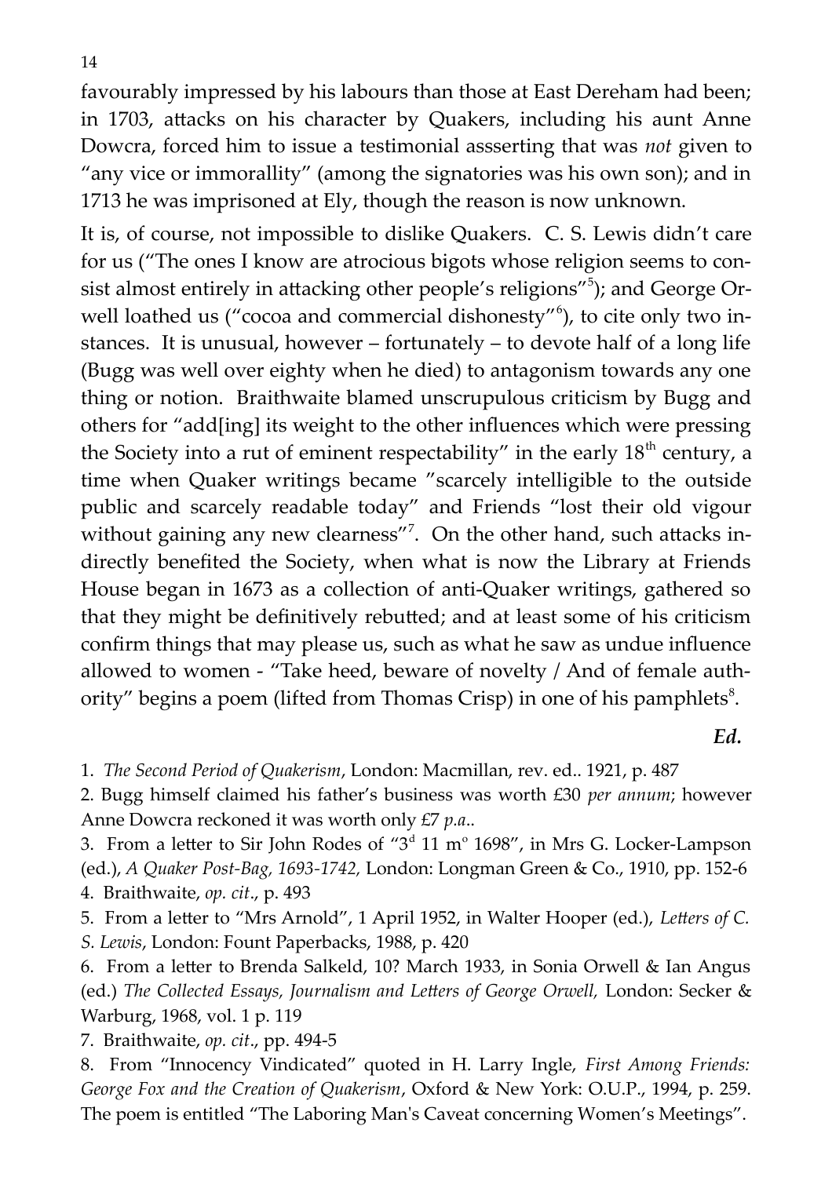favourably impressed by his labours than those at East Dereham had been; in 1703, attacks on his character by Quakers, including his aunt Anne Dowcra, forced him to issue a testimonial assserting that was *not* given to "any vice or immorallity" (among the signatories was his own son); and in 1713 he was imprisoned at Ely, though the reason is now unknown.

It is, of course, not impossible to dislike Quakers. C. S. Lewis didn't care for us ("The ones I know are atrocious bigots whose religion seems to consist almost entirely in attacking other people's religions"[5]); and George Orwell loathed us ("cocoa and commercial dishonesty"[6]), to cite only two instances. It is unusual, however – fortunately – to devote half of a long life (Bugg was well over eighty when he died) to antagonism towards any one thing or notion. Braithwaite blamed unscrupulous criticism by Bugg and others for "add[ing] its weight to the other influences which were pressing the Society into a rut of eminent respectability" in the early 18th century, a time when Quaker writings became "scarcely intelligible to the outside public and scarcely readable today" and Friends "lost their old vigour without gaining any new clearness"[7]. On the other hand, such attacks indirectly benefited the Society, when what is now the Library at Friends House began in 1673 as a collection of anti-Quaker writings, gathered so that they might be definitively rebutted; and at least some of his criticism confirm things that may please us, such as what he saw as undue influence allowed to women - "Take heed, beware of novelty / And of female authority" begins a poem (lifted from Thomas Crisp) in one of his pamphlets[8].

***Ed.***

1. *The Second Period of Quakerism*, London: Macmillan, rev. ed.. 1921, p. 487
2. Bugg himself claimed his father's business was worth £30 *per annum*; however Anne Dowcra reckoned it was worth only £7 *p.a.*.
3. From a letter to Sir John Rodes of "3d 11 mo 1698", in Mrs G. Locker-Lampson (ed.), *A Quaker Post-Bag, 1693-1742,* London: Longman Green & Co., 1910, pp. 152-6
4. Braithwaite, *op. cit*., p. 493
5. From a letter to "Mrs Arnold", 1 April 1952, in Walter Hooper (ed.), *Letters of C. S. Lewis*, London: Fount Paperbacks, 1988, p. 420
6. From a letter to Brenda Salkeld, 10? March 1933, in Sonia Orwell & Ian Angus (ed.) *The Collected Essays, Journalism and Letters of George Orwell,* London: Secker & Warburg, 1968, vol. 1 p. 119
7. Braithwaite, *op. cit*., pp. 494-5
8. From "Innocency Vindicated" quoted in H. Larry Ingle, *First Among Friends: George Fox and the Creation of Quakerism*, Oxford & New York: O.U.P., 1994, p. 259. The poem is entitled "The Laboring Man's Caveat concerning Women's Meetings".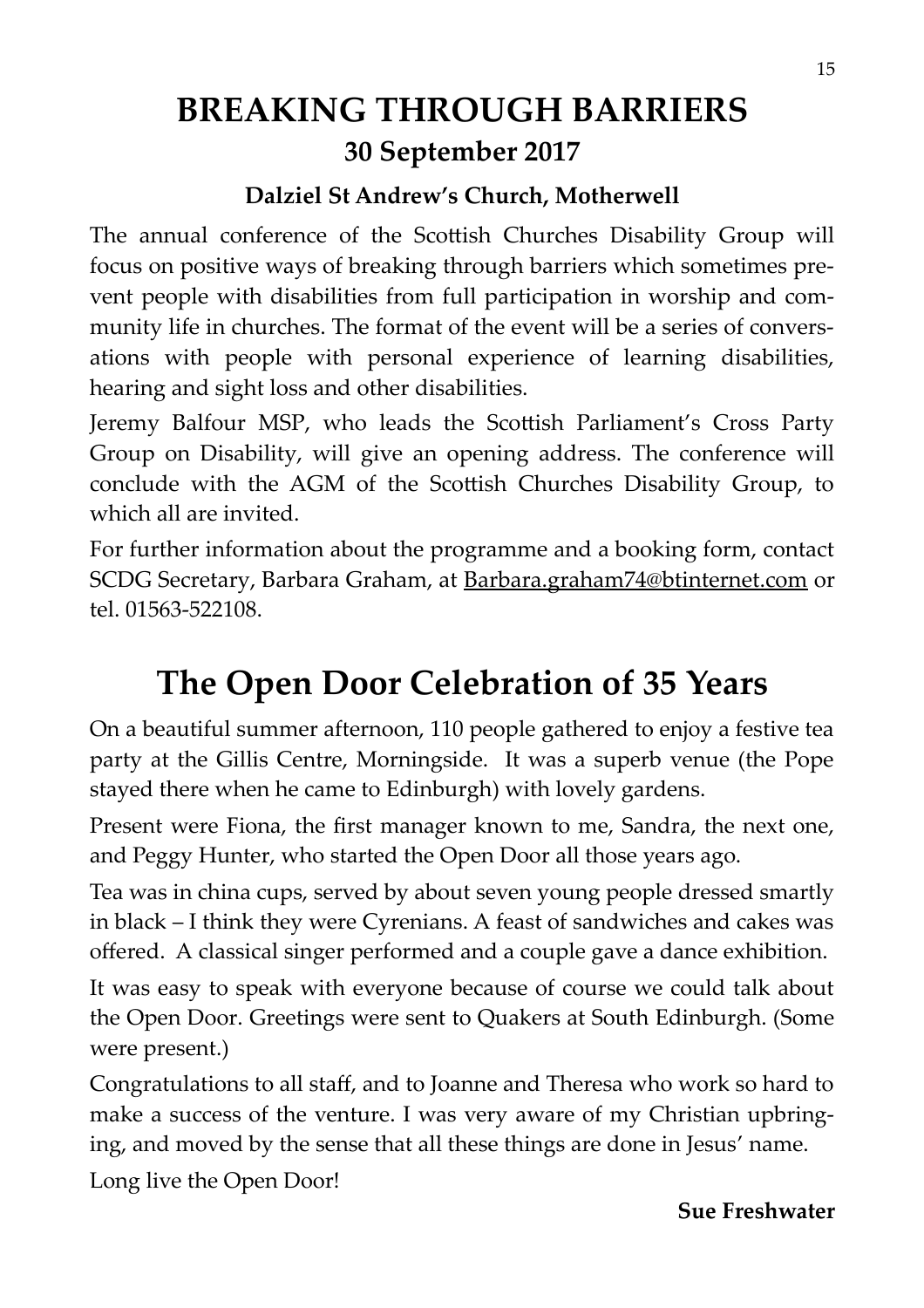# BREAKING THROUGH BARRIERS

## 30 September 2017

### Dalziel St Andrew's Church, Motherwell

The annual conference of the Scottish Churches Disability Group will focus on positive ways of breaking through barriers which sometimes prevent people with disabilities from full participation in worship and community life in churches. The format of the event will be a series of conversations with people with personal experience of learning disabilities, hearing and sight loss and other disabilities.

Jeremy Balfour MSP, who leads the Scottish Parliament's Cross Party Group on Disability, will give an opening address. The conference will conclude with the AGM of the Scottish Churches Disability Group, to which all are invited.

For further information about the programme and a booking form, contact SCDG Secretary, Barbara Graham, at Barbara.graham74@btinternet.com or tel. 01563-522108.

# The Open Door Celebration of 35 Years

On a beautiful summer afternoon, 110 people gathered to enjoy a festive tea party at the Gillis Centre, Morningside. It was a superb venue (the Pope stayed there when he came to Edinburgh) with lovely gardens.

Present were Fiona, the first manager known to me, Sandra, the next one, and Peggy Hunter, who started the Open Door all those years ago.

Tea was in china cups, served by about seven young people dressed smartly in black – I think they were Cyrenians. A feast of sandwiches and cakes was offered. A classical singer performed and a couple gave a dance exhibition.

It was easy to speak with everyone because of course we could talk about the Open Door. Greetings were sent to Quakers at South Edinburgh. (Some were present.)

Congratulations to all staff, and to Joanne and Theresa who work so hard to make a success of the venture. I was very aware of my Christian upbringing, and moved by the sense that all these things are done in Jesus' name.

Long live the Open Door!

**Sue Freshwater**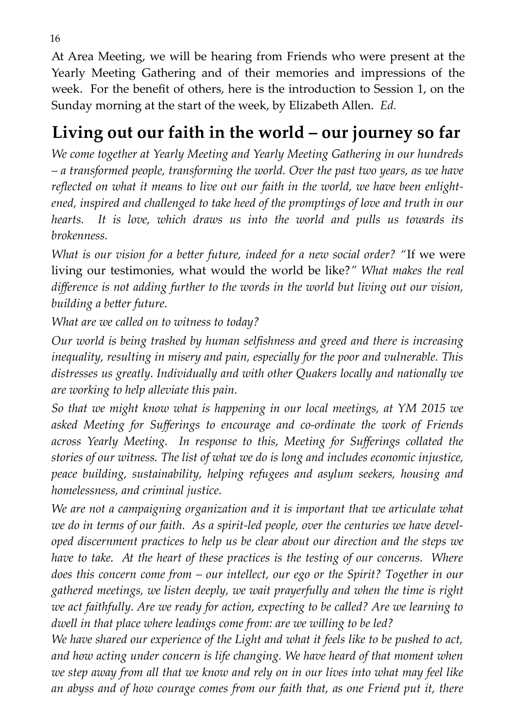At Area Meeting, we will be hearing from Friends who were present at the Yearly Meeting Gathering and of their memories and impressions of the week. For the benefit of others, here is the introduction to Session 1, on the Sunday morning at the start of the week, by Elizabeth Allen. *Ed.*

## Living out our faith in the world – our journey so far

*We come together at Yearly Meeting and Yearly Meeting Gathering in our hundreds – a transformed people, transforming the world. Over the past two years, as we have reflected on what it means to live out our faith in the world, we have been enlightened, inspired and challenged to take heed of the promptings of love and truth in our hearts. It is love, which draws us into the world and pulls us towards its brokenness.*

*What is our vision for a better future, indeed for a new social order? "*If we were living our testimonies, what would the world be like?*" What makes the real difference is not adding further to the words in the world but living out our vision, building a better future.*

*What are we called on to witness to today?*

*Our world is being trashed by human selfishness and greed and there is increasing inequality, resulting in misery and pain, especially for the poor and vulnerable. This distresses us greatly. Individually and with other Quakers locally and nationally we are working to help alleviate this pain.*

*So that we might know what is happening in our local meetings, at YM 2015 we asked Meeting for Sufferings to encourage and co-ordinate the work of Friends across Yearly Meeting. In response to this, Meeting for Sufferings collated the stories of our witness. The list of what we do is long and includes economic injustice, peace building, sustainability, helping refugees and asylum seekers, housing and homelessness, and criminal justice.*

*We are not a campaigning organization and it is important that we articulate what we do in terms of our faith. As a spirit-led people, over the centuries we have developed discernment practices to help us be clear about our direction and the steps we have to take. At the heart of these practices is the testing of our concerns. Where does this concern come from – our intellect, our ego or the Spirit? Together in our gathered meetings, we listen deeply, we wait prayerfully and when the time is right we act faithfully. Are we ready for action, expecting to be called? Are we learning to dwell in that place where leadings come from: are we willing to be led?*

*We have shared our experience of the Light and what it feels like to be pushed to act, and how acting under concern is life changing. We have heard of that moment when we step away from all that we know and rely on in our lives into what may feel like an abyss and of how courage comes from our faith that, as one Friend put it, there*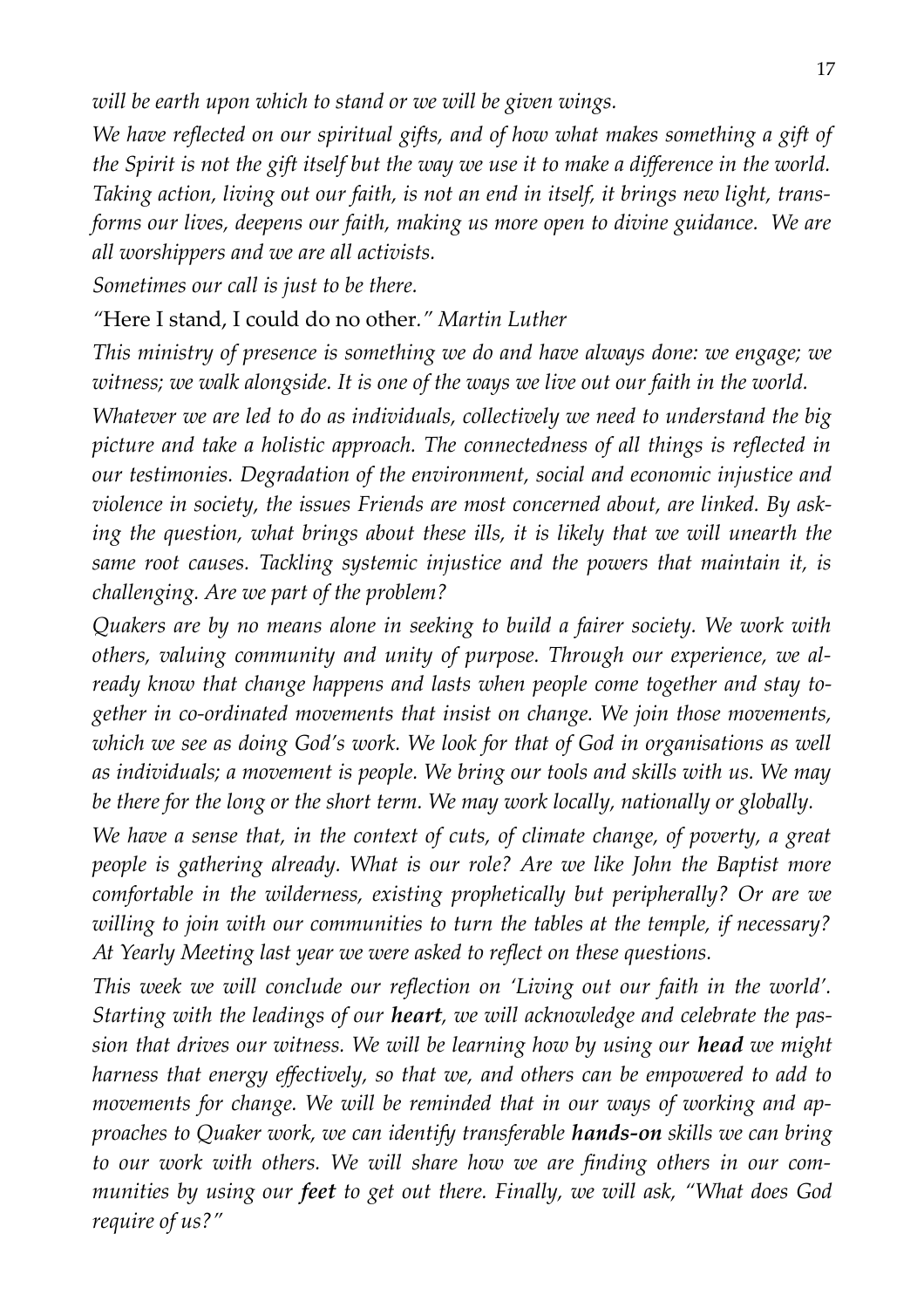*will be earth upon which to stand or we will be given wings.*

*We have reflected on our spiritual gifts, and of how what makes something a gift of the Spirit is not the gift itself but the way we use it to make a difference in the world. Taking action, living out our faith, is not an end in itself, it brings new light, transforms our lives, deepens our faith, making us more open to divine guidance. We are all worshippers and we are all activists.*

*Sometimes our call is just to be there.*

"Here I stand, I could do no other." *Martin Luther*

*This ministry of presence is something we do and have always done: we engage; we witness; we walk alongside. It is one of the ways we live out our faith in the world.*

*Whatever we are led to do as individuals, collectively we need to understand the big picture and take a holistic approach. The connectedness of all things is reflected in our testimonies. Degradation of the environment, social and economic injustice and violence in society, the issues Friends are most concerned about, are linked. By asking the question, what brings about these ills, it is likely that we will unearth the same root causes. Tackling systemic injustice and the powers that maintain it, is challenging. Are we part of the problem?*

*Quakers are by no means alone in seeking to build a fairer society. We work with others, valuing community and unity of purpose. Through our experience, we already know that change happens and lasts when people come together and stay together in co-ordinated movements that insist on change. We join those movements, which we see as doing God's work. We look for that of God in organisations as well as individuals; a movement is people. We bring our tools and skills with us. We may be there for the long or the short term. We may work locally, nationally or globally.*

*We have a sense that, in the context of cuts, of climate change, of poverty, a great people is gathering already. What is our role? Are we like John the Baptist more comfortable in the wilderness, existing prophetically but peripherally? Or are we willing to join with our communities to turn the tables at the temple, if necessary? At Yearly Meeting last year we were asked to reflect on these questions.*

*This week we will conclude our reflection on 'Living out our faith in the world'. Starting with the leadings of our **heart**, we will acknowledge and celebrate the passion that drives our witness. We will be learning how by using our **head** we might harness that energy effectively, so that we, and others can be empowered to add to movements for change. We will be reminded that in our ways of working and approaches to Quaker work, we can identify transferable **hands-on** skills we can bring to our work with others. We will share how we are finding others in our communities by using our **feet** to get out there. Finally, we will ask, "What does God require of us?"*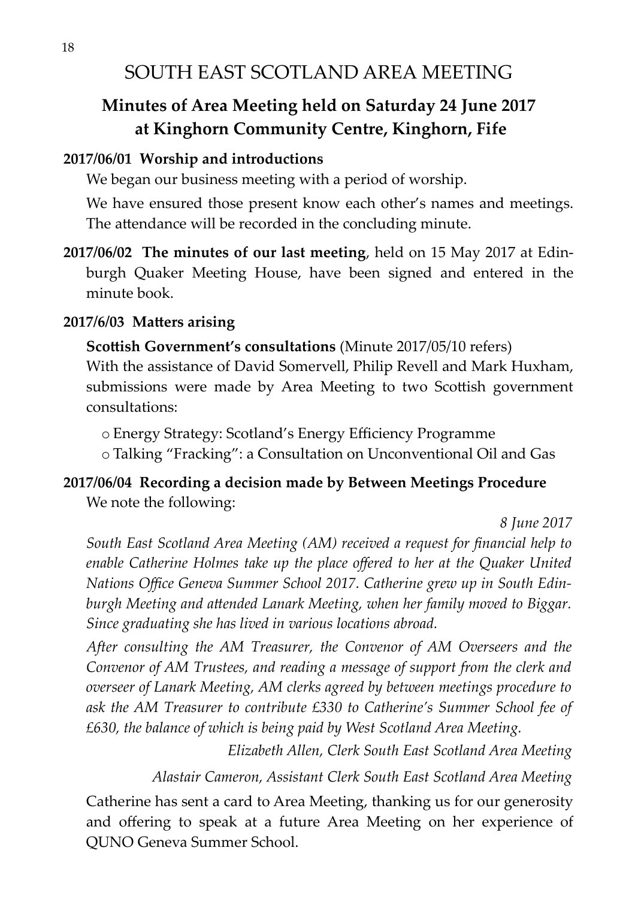# SOUTH EAST SCOTLAND AREA MEETING

## Minutes of Area Meeting held on Saturday 24 June 2017 at Kinghorn Community Centre, Kinghorn, Fife

**2017/06/01 Worship and introductions**

We began our business meeting with a period of worship.

We have ensured those present know each other's names and meetings. The attendance will be recorded in the concluding minute.

**2017/06/02 The minutes of our last meeting**, held on 15 May 2017 at Edinburgh Quaker Meeting House, have been signed and entered in the minute book.

**2017/6/03 Matters arising**

**Scottish Government's consultations** (Minute 2017/05/10 refers)
With the assistance of David Somervell, Philip Revell and Mark Huxham, submissions were made by Area Meeting to two Scottish government consultations:

- o Energy Strategy: Scotland's Energy Efficiency Programme
- o Talking "Fracking": a Consultation on Unconventional Oil and Gas

**2017/06/04 Recording a decision made by Between Meetings Procedure**
We note the following:

*8 June 2017*

*South East Scotland Area Meeting (AM) received a request for financial help to enable Catherine Holmes take up the place offered to her at the Quaker United Nations Office Geneva Summer School 2017. Catherine grew up in South Edinburgh Meeting and attended Lanark Meeting, when her family moved to Biggar. Since graduating she has lived in various locations abroad.*

*After consulting the AM Treasurer, the Convenor of AM Overseers and the Convenor of AM Trustees, and reading a message of support from the clerk and overseer of Lanark Meeting, AM clerks agreed by between meetings procedure to ask the AM Treasurer to contribute £330 to Catherine's Summer School fee of £630, the balance of which is being paid by West Scotland Area Meeting.*

*Elizabeth Allen, Clerk South East Scotland Area Meeting*

*Alastair Cameron, Assistant Clerk South East Scotland Area Meeting*

Catherine has sent a card to Area Meeting, thanking us for our generosity and offering to speak at a future Area Meeting on her experience of QUNO Geneva Summer School.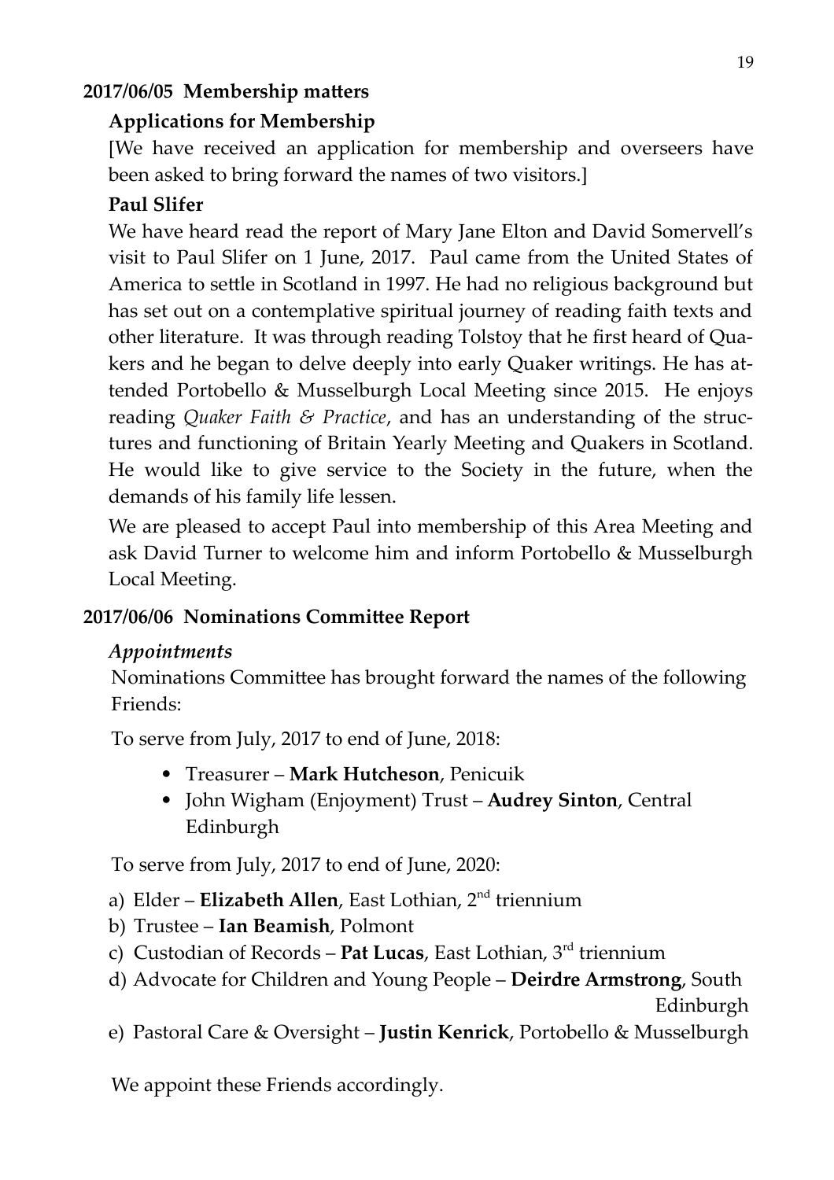## 2017/06/05 Membership matters

### Applications for Membership

[We have received an application for membership and overseers have been asked to bring forward the names of two visitors.]

### Paul Slifer

We have heard read the report of Mary Jane Elton and David Somervell's visit to Paul Slifer on 1 June, 2017. Paul came from the United States of America to settle in Scotland in 1997. He had no religious background but has set out on a contemplative spiritual journey of reading faith texts and other literature. It was through reading Tolstoy that he first heard of Quakers and he began to delve deeply into early Quaker writings. He has attended Portobello & Musselburgh Local Meeting since 2015. He enjoys reading *Quaker Faith & Practice*, and has an understanding of the structures and functioning of Britain Yearly Meeting and Quakers in Scotland. He would like to give service to the Society in the future, when the demands of his family life lessen.

We are pleased to accept Paul into membership of this Area Meeting and ask David Turner to welcome him and inform Portobello & Musselburgh Local Meeting.

## 2017/06/06 Nominations Committee Report

### *Appointments*

Nominations Committee has brought forward the names of the following Friends:

To serve from July, 2017 to end of June, 2018:

- Treasurer – **Mark Hutcheson**, Penicuik
- John Wigham (Enjoyment) Trust – **Audrey Sinton**, Central Edinburgh

To serve from July, 2017 to end of June, 2020:

a) Elder – **Elizabeth Allen**, East Lothian, 2nd triennium
b) Trustee – **Ian Beamish**, Polmont
c) Custodian of Records – **Pat Lucas**, East Lothian, 3rd triennium
d) Advocate for Children and Young People – **Deirdre Armstrong**, South Edinburgh
e) Pastoral Care & Oversight – **Justin Kenrick**, Portobello & Musselburgh

We appoint these Friends accordingly.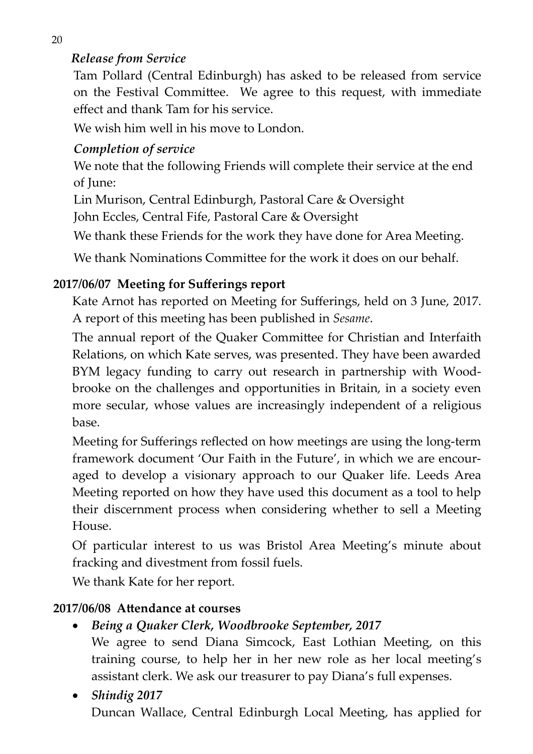*Release from Service*

Tam Pollard (Central Edinburgh) has asked to be released from service on the Festival Committee. We agree to this request, with immediate effect and thank Tam for his service.

We wish him well in his move to London.

*Completion of service*

We note that the following Friends will complete their service at the end of June:

Lin Murison, Central Edinburgh, Pastoral Care & Oversight

John Eccles, Central Fife, Pastoral Care & Oversight

We thank these Friends for the work they have done for Area Meeting.

We thank Nominations Committee for the work it does on our behalf.

**2017/06/07 Meeting for Sufferings report**

Kate Arnot has reported on Meeting for Sufferings, held on 3 June, 2017. A report of this meeting has been published in *Sesame*.

The annual report of the Quaker Committee for Christian and Interfaith Relations, on which Kate serves, was presented. They have been awarded BYM legacy funding to carry out research in partnership with Woodbrooke on the challenges and opportunities in Britain, in a society even more secular, whose values are increasingly independent of a religious base.

Meeting for Sufferings reflected on how meetings are using the long-term framework document 'Our Faith in the Future', in which we are encouraged to develop a visionary approach to our Quaker life. Leeds Area Meeting reported on how they have used this document as a tool to help their discernment process when considering whether to sell a Meeting House.

Of particular interest to us was Bristol Area Meeting's minute about fracking and divestment from fossil fuels.

We thank Kate for her report.

**2017/06/08 Attendance at courses**

- ***Being a Quaker Clerk, Woodbrooke September, 2017***

  We agree to send Diana Simcock, East Lothian Meeting, on this training course, to help her in her new role as her local meeting's assistant clerk. We ask our treasurer to pay Diana's full expenses.

- ***Shindig 2017***

  Duncan Wallace, Central Edinburgh Local Meeting, has applied for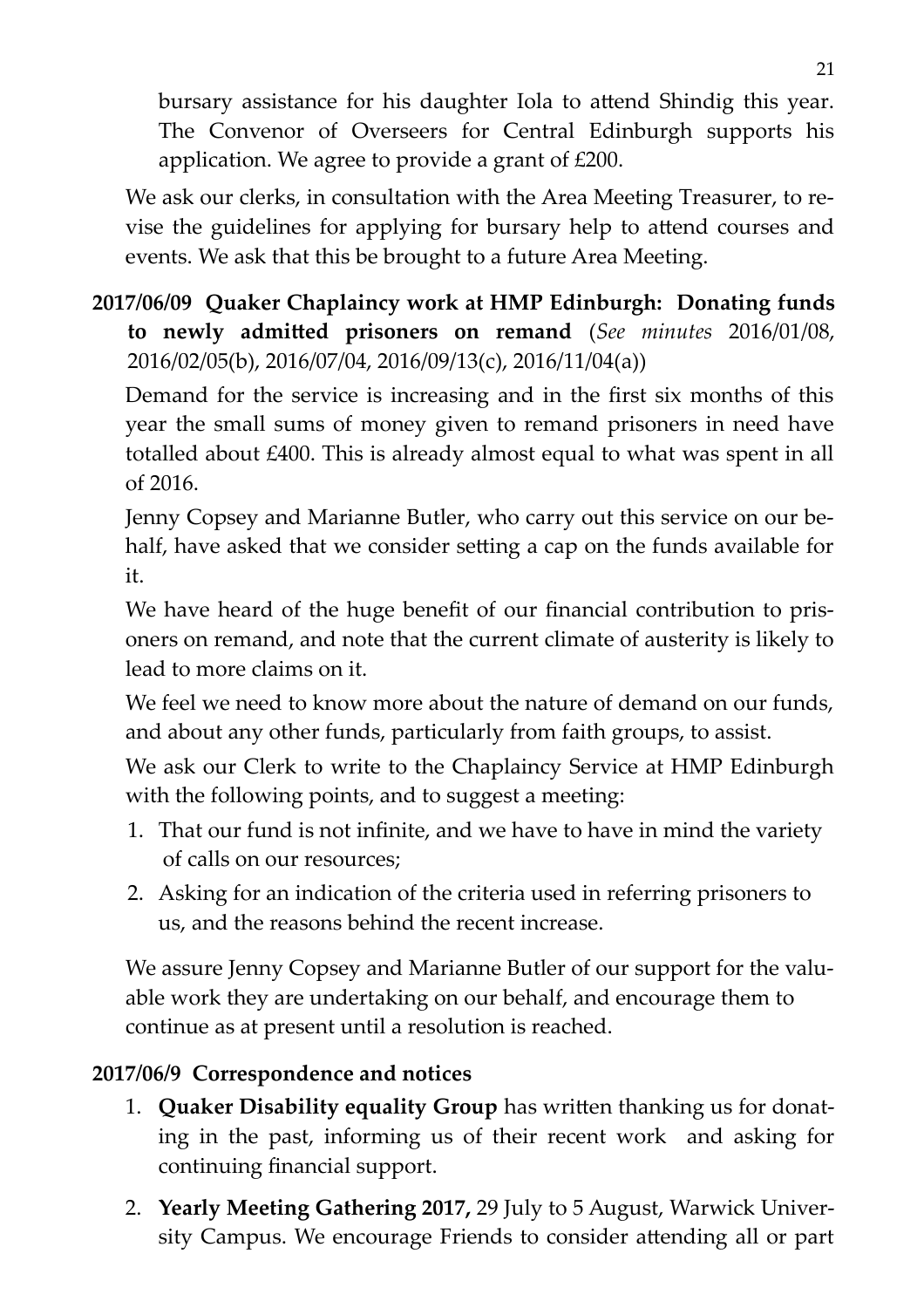bursary assistance for his daughter Iola to attend Shindig this year. The Convenor of Overseers for Central Edinburgh supports his application. We agree to provide a grant of £200.

We ask our clerks, in consultation with the Area Meeting Treasurer, to revise the guidelines for applying for bursary help to attend courses and events. We ask that this be brought to a future Area Meeting.

**2017/06/09 Quaker Chaplaincy work at HMP Edinburgh: Donating funds to newly admitted prisoners on remand** (*See minutes* 2016/01/08, 2016/02/05(b), 2016/07/04, 2016/09/13(c), 2016/11/04(a))

Demand for the service is increasing and in the first six months of this year the small sums of money given to remand prisoners in need have totalled about £400. This is already almost equal to what was spent in all of 2016.

Jenny Copsey and Marianne Butler, who carry out this service on our behalf, have asked that we consider setting a cap on the funds available for it.

We have heard of the huge benefit of our financial contribution to prisoners on remand, and note that the current climate of austerity is likely to lead to more claims on it.

We feel we need to know more about the nature of demand on our funds, and about any other funds, particularly from faith groups, to assist.

We ask our Clerk to write to the Chaplaincy Service at HMP Edinburgh with the following points, and to suggest a meeting:

1. That our fund is not infinite, and we have to have in mind the variety of calls on our resources;
2. Asking for an indication of the criteria used in referring prisoners to us, and the reasons behind the recent increase.

We assure Jenny Copsey and Marianne Butler of our support for the valuable work they are undertaking on our behalf, and encourage them to continue as at present until a resolution is reached.

**2017/06/9 Correspondence and notices**

1. **Quaker Disability equality Group** has written thanking us for donating in the past, informing us of their recent work and asking for continuing financial support.
2. **Yearly Meeting Gathering 2017,** 29 July to 5 August, Warwick University Campus. We encourage Friends to consider attending all or part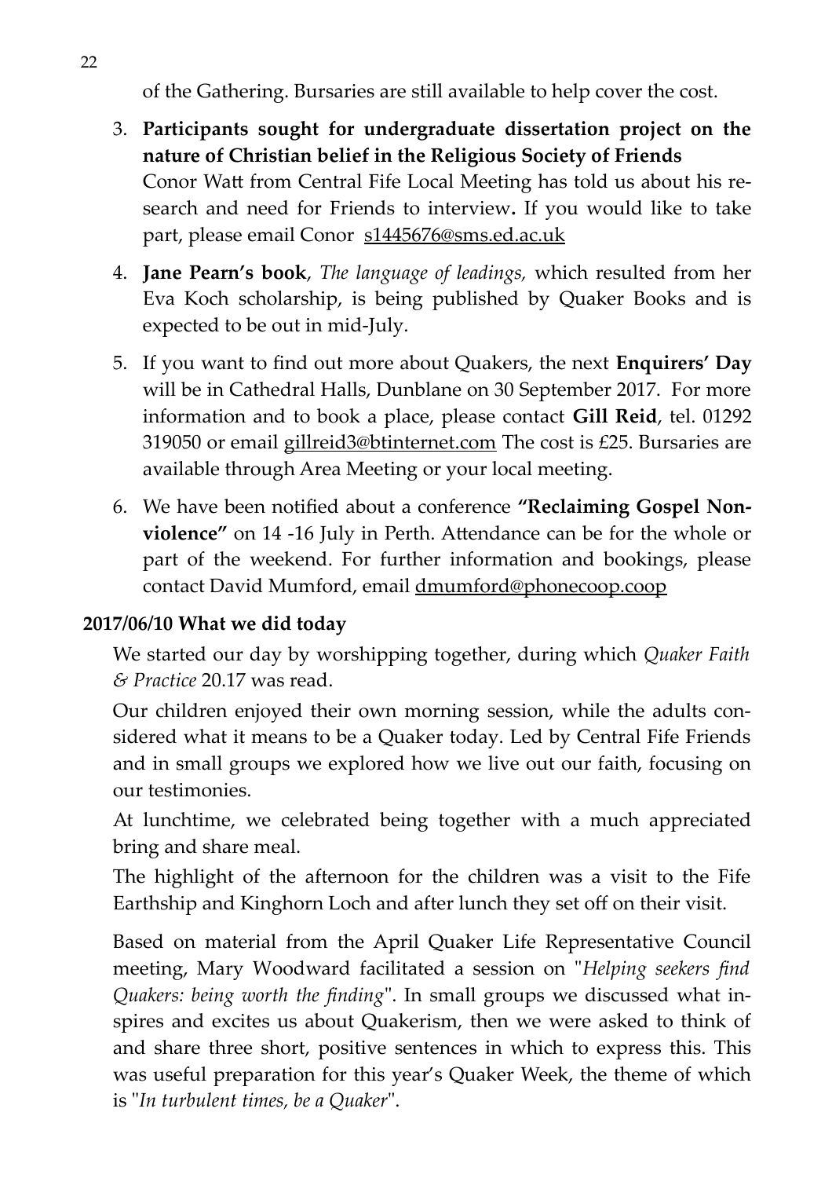of the Gathering. Bursaries are still available to help cover the cost.

3. **Participants sought for undergraduate dissertation project on the nature of Christian belief in the Religious Society of Friends**
   Conor Watt from Central Fife Local Meeting has told us about his research and need for Friends to interview**.** If you would like to take part, please email Conor s1445676@sms.ed.ac.uk

4. **Jane Pearn's book**, *The language of leadings,* which resulted from her Eva Koch scholarship, is being published by Quaker Books and is expected to be out in mid-July.

5. If you want to find out more about Quakers, the next **Enquirers' Day** will be in Cathedral Halls, Dunblane on 30 September 2017. For more information and to book a place, please contact **Gill Reid**, tel. 01292 319050 or email gillreid3@btinternet.com The cost is £25. Bursaries are available through Area Meeting or your local meeting.

6. We have been notified about a conference **"Reclaiming Gospel Non-violence"** on 14 -16 July in Perth. Attendance can be for the whole or part of the weekend. For further information and bookings, please contact David Mumford, email dmumford@phonecoop.coop

**2017/06/10 What we did today**

We started our day by worshipping together, during which *Quaker Faith & Practice* 20.17 was read.

Our children enjoyed their own morning session, while the adults considered what it means to be a Quaker today. Led by Central Fife Friends and in small groups we explored how we live out our faith, focusing on our testimonies.

At lunchtime, we celebrated being together with a much appreciated bring and share meal.

The highlight of the afternoon for the children was a visit to the Fife Earthship and Kinghorn Loch and after lunch they set off on their visit.

Based on material from the April Quaker Life Representative Council meeting, Mary Woodward facilitated a session on "*Helping seekers find Quakers: being worth the finding*". In small groups we discussed what inspires and excites us about Quakerism, then we were asked to think of and share three short, positive sentences in which to express this. This was useful preparation for this year's Quaker Week, the theme of which is "*In turbulent times, be a Quaker*".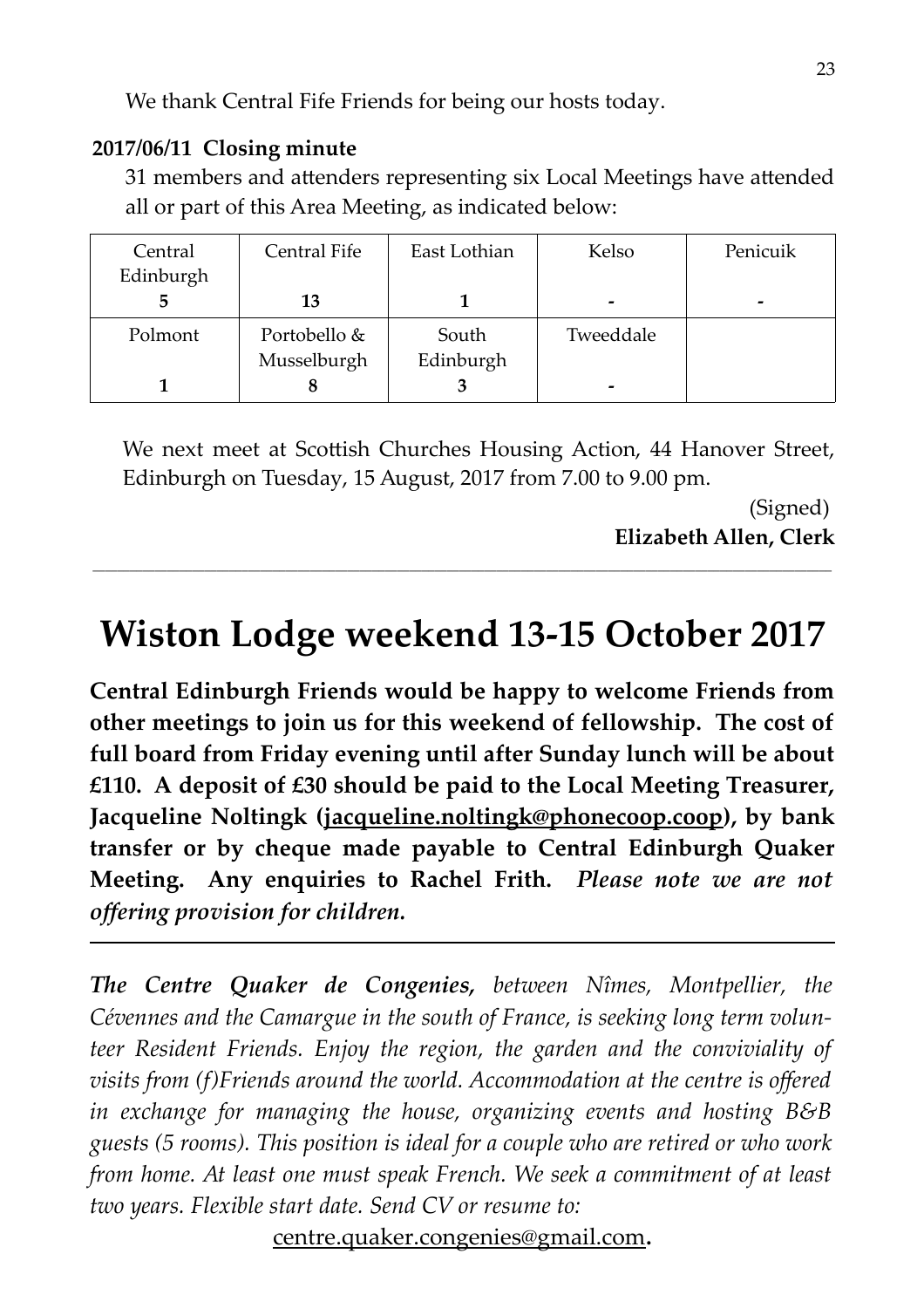We thank Central Fife Friends for being our hosts today.

**2017/06/11 Closing minute**

31 members and attenders representing six Local Meetings have attended all or part of this Area Meeting, as indicated below:

| Central Edinburgh | Central Fife | East Lothian | Kelso | Penicuik |
|---|---|---|---|---|
| **5** | **13** | **1** | **-** | **-** |
| Polmont | Portobello & Musselburgh | South Edinburgh | Tweeddale | |
| **1** | **8** | **3** | **-** | |

We next meet at Scottish Churches Housing Action, 44 Hanover Street, Edinburgh on Tuesday, 15 August, 2017 from 7.00 to 9.00 pm.

(Signed)
**Elizabeth Allen, Clerk**

---

# Wiston Lodge weekend 13-15 October 2017

**Central Edinburgh Friends would be happy to welcome Friends from other meetings to join us for this weekend of fellowship. The cost of full board from Friday evening until after Sunday lunch will be about £110. A deposit of £30 should be paid to the Local Meeting Treasurer, Jacqueline Noltingk (jacqueline.noltingk@phonecoop.coop), by bank transfer or by cheque made payable to Central Edinburgh Quaker Meeting. Any enquiries to Rachel Frith.** ***Please note we are not offering provision for children.***

---

***The Centre Quaker de Congenies,*** *between Nîmes, Montpellier, the Cévennes and the Camargue in the south of France, is seeking long term volunteer Resident Friends. Enjoy the region, the garden and the conviviality of visits from (f)Friends around the world. Accommodation at the centre is offered in exchange for managing the house, organizing events and hosting B&B guests (5 rooms). This position is ideal for a couple who are retired or who work from home. At least one must speak French. We seek a commitment of at least two years. Flexible start date. Send CV or resume to:*

centre.quaker.congenies@gmail.com.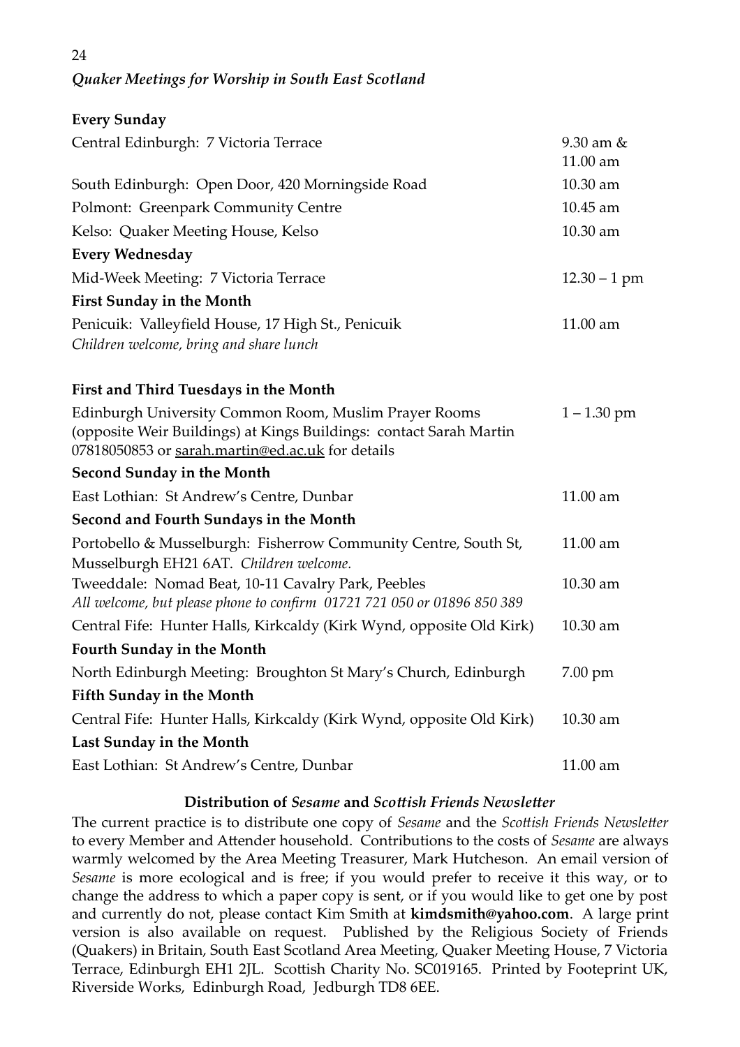## *Quaker Meetings for Worship in South East Scotland*

| | |
|---|---|
| **Every Sunday** | |
| Central Edinburgh: 7 Victoria Terrace | 9.30 am & 11.00 am |
| South Edinburgh: Open Door, 420 Morningside Road | 10.30 am |
| Polmont: Greenpark Community Centre | 10.45 am |
| Kelso: Quaker Meeting House, Kelso | 10.30 am |
| **Every Wednesday** | |
| Mid-Week Meeting: 7 Victoria Terrace | 12.30 – 1 pm |
| **First Sunday in the Month** | |
| Penicuik: Valleyfield House, 17 High St., Penicuik *Children welcome, bring and share lunch* | 11.00 am |
| **First and Third Tuesdays in the Month** | |
| Edinburgh University Common Room, Muslim Prayer Rooms (opposite Weir Buildings) at Kings Buildings: contact Sarah Martin 07818050853 or sarah.martin@ed.ac.uk for details | 1 – 1.30 pm |
| **Second Sunday in the Month** | |
| East Lothian: St Andrew's Centre, Dunbar | 11.00 am |
| **Second and Fourth Sundays in the Month** | |
| Portobello & Musselburgh: Fisherrow Community Centre, South St, Musselburgh EH21 6AT. *Children welcome.* | 11.00 am |
| Tweeddale: Nomad Beat, 10-11 Cavalry Park, Peebles *All welcome, but please phone to confirm 01721 721 050 or 01896 850 389* | 10.30 am |
| Central Fife: Hunter Halls, Kirkcaldy (Kirk Wynd, opposite Old Kirk) | 10.30 am |
| **Fourth Sunday in the Month** | |
| North Edinburgh Meeting: Broughton St Mary's Church, Edinburgh | 7.00 pm |
| **Fifth Sunday in the Month** | |
| Central Fife: Hunter Halls, Kirkcaldy (Kirk Wynd, opposite Old Kirk) | 10.30 am |
| **Last Sunday in the Month** | |
| East Lothian: St Andrew's Centre, Dunbar | 11.00 am |

### Distribution of *Sesame* and *Scottish Friends Newsletter*

The current practice is to distribute one copy of *Sesame* and the *Scottish Friends Newsletter* to every Member and Attender household. Contributions to the costs of *Sesame* are always warmly welcomed by the Area Meeting Treasurer, Mark Hutcheson. An email version of *Sesame* is more ecological and is free; if you would prefer to receive it this way, or to change the address to which a paper copy is sent, or if you would like to get one by post and currently do not, please contact Kim Smith at **kimdsmith@yahoo.com**. A large print version is also available on request. Published by the Religious Society of Friends (Quakers) in Britain, South East Scotland Area Meeting, Quaker Meeting House, 7 Victoria Terrace, Edinburgh EH1 2JL. Scottish Charity No. SC019165. Printed by Footeprint UK, Riverside Works, Edinburgh Road, Jedburgh TD8 6EE.